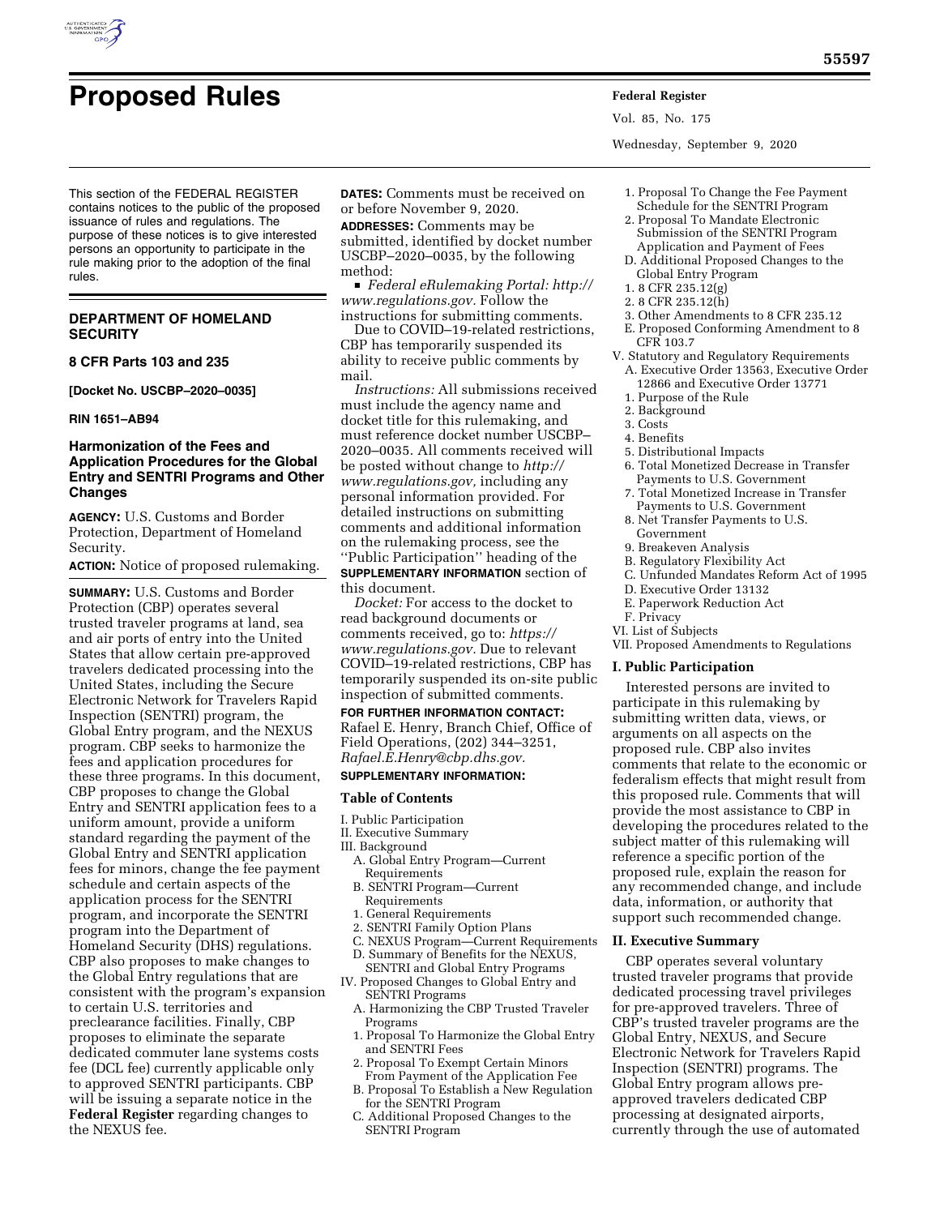# Proposed Rules

This section of the FEDERAL REGISTER contains notices to the public of the proposed issuance of rules and regulations. The purpose of these notices is to give interested persons an opportunity to participate in the rule making prior to the adoption of the final rules.

## DEPARTMENT OF HOMELAND SECURITY

### 8 CFR Parts 103 and 235

**[Docket No. USCBP–2020–0035]**

**RIN 1651–AB94**

### Harmonization of the Fees and Application Procedures for the Global Entry and SENTRI Programs and Other Changes

**AGENCY:** U.S. Customs and Border Protection, Department of Homeland Security.

**ACTION:** Notice of proposed rulemaking.

**SUMMARY:** U.S. Customs and Border Protection (CBP) operates several trusted traveler programs at land, sea and air ports of entry into the United States that allow certain pre-approved travelers dedicated processing into the United States, including the Secure Electronic Network for Travelers Rapid Inspection (SENTRI) program, the Global Entry program, and the NEXUS program. CBP seeks to harmonize the fees and application procedures for these three programs. In this document, CBP proposes to change the Global Entry and SENTRI application fees to a uniform amount, provide a uniform standard regarding the payment of the Global Entry and SENTRI application fees for minors, change the fee payment schedule and certain aspects of the application process for the SENTRI program, and incorporate the SENTRI program into the Department of Homeland Security (DHS) regulations. CBP also proposes to make changes to the Global Entry regulations that are consistent with the program's expansion to certain U.S. territories and preclearance facilities. Finally, CBP proposes to eliminate the separate dedicated commuter lane systems costs fee (DCL fee) currently applicable only to approved SENTRI participants. CBP will be issuing a separate notice in the **Federal Register** regarding changes to the NEXUS fee.

**DATES:** Comments must be received on or before November 9, 2020.

**ADDRESSES:** Comments may be submitted, identified by docket number USCBP–2020–0035, by the following method:

- *Federal eRulemaking Portal: http://www.regulations.gov.* Follow the instructions for submitting comments.

Due to COVID–19-related restrictions, CBP has temporarily suspended its ability to receive public comments by mail.

*Instructions:* All submissions received must include the agency name and docket title for this rulemaking, and must reference docket number USCBP–2020–0035. All comments received will be posted without change to *http://www.regulations.gov,* including any personal information provided. For detailed instructions on submitting comments and additional information on the rulemaking process, see the ''Public Participation'' heading of the **SUPPLEMENTARY INFORMATION** section of this document.

*Docket:* For access to the docket to read background documents or comments received, go to: *https://www.regulations.gov.* Due to relevant COVID–19-related restrictions, CBP has temporarily suspended its on-site public inspection of submitted comments.

**FOR FURTHER INFORMATION CONTACT:** Rafael E. Henry, Branch Chief, Office of Field Operations, (202) 344–3251, *Rafael.E.Henry@cbp.dhs.gov.*

**SUPPLEMENTARY INFORMATION:**

**Table of Contents**

I. Public Participation
II. Executive Summary
III. Background
  A. Global Entry Program—Current Requirements
  B. SENTRI Program—Current Requirements
  1. General Requirements
  2. SENTRI Family Option Plans
  C. NEXUS Program—Current Requirements
  D. Summary of Benefits for the NEXUS, SENTRI and Global Entry Programs
IV. Proposed Changes to Global Entry and SENTRI Programs
  A. Harmonizing the CBP Trusted Traveler Programs
  1. Proposal To Harmonize the Global Entry and SENTRI Fees
  2. Proposal To Exempt Certain Minors From Payment of the Application Fee
  B. Proposal To Establish a New Regulation for the SENTRI Program
  C. Additional Proposed Changes to the SENTRI Program
  1. Proposal To Change the Fee Payment Schedule for the SENTRI Program
  2. Proposal To Mandate Electronic Submission of the SENTRI Program Application and Payment of Fees
  D. Additional Proposed Changes to the Global Entry Program
  1. 8 CFR 235.12(g)
  2. 8 CFR 235.12(h)
  3. Other Amendments to 8 CFR 235.12
  E. Proposed Conforming Amendment to 8 CFR 103.7
V. Statutory and Regulatory Requirements
  A. Executive Order 13563, Executive Order 12866 and Executive Order 13771
  1. Purpose of the Rule
  2. Background
  3. Costs
  4. Benefits
  5. Distributional Impacts
  6. Total Monetized Decrease in Transfer Payments to U.S. Government
  7. Total Monetized Increase in Transfer Payments to U.S. Government
  8. Net Transfer Payments to U.S. Government
  9. Breakeven Analysis
  B. Regulatory Flexibility Act
  C. Unfunded Mandates Reform Act of 1995
  D. Executive Order 13132
  E. Paperwork Reduction Act
  F. Privacy
VI. List of Subjects
VII. Proposed Amendments to Regulations

### I. Public Participation

Interested persons are invited to participate in this rulemaking by submitting written data, views, or arguments on all aspects on the proposed rule. CBP also invites comments that relate to the economic or federalism effects that might result from this proposed rule. Comments that will provide the most assistance to CBP in developing the procedures related to the subject matter of this rulemaking will reference a specific portion of the proposed rule, explain the reason for any recommended change, and include data, information, or authority that support such recommended change.

### II. Executive Summary

CBP operates several voluntary trusted traveler programs that provide dedicated processing travel privileges for pre-approved travelers. Three of CBP's trusted traveler programs are the Global Entry, NEXUS, and Secure Electronic Network for Travelers Rapid Inspection (SENTRI) programs. The Global Entry program allows pre-approved travelers dedicated CBP processing at designated airports, currently through the use of automated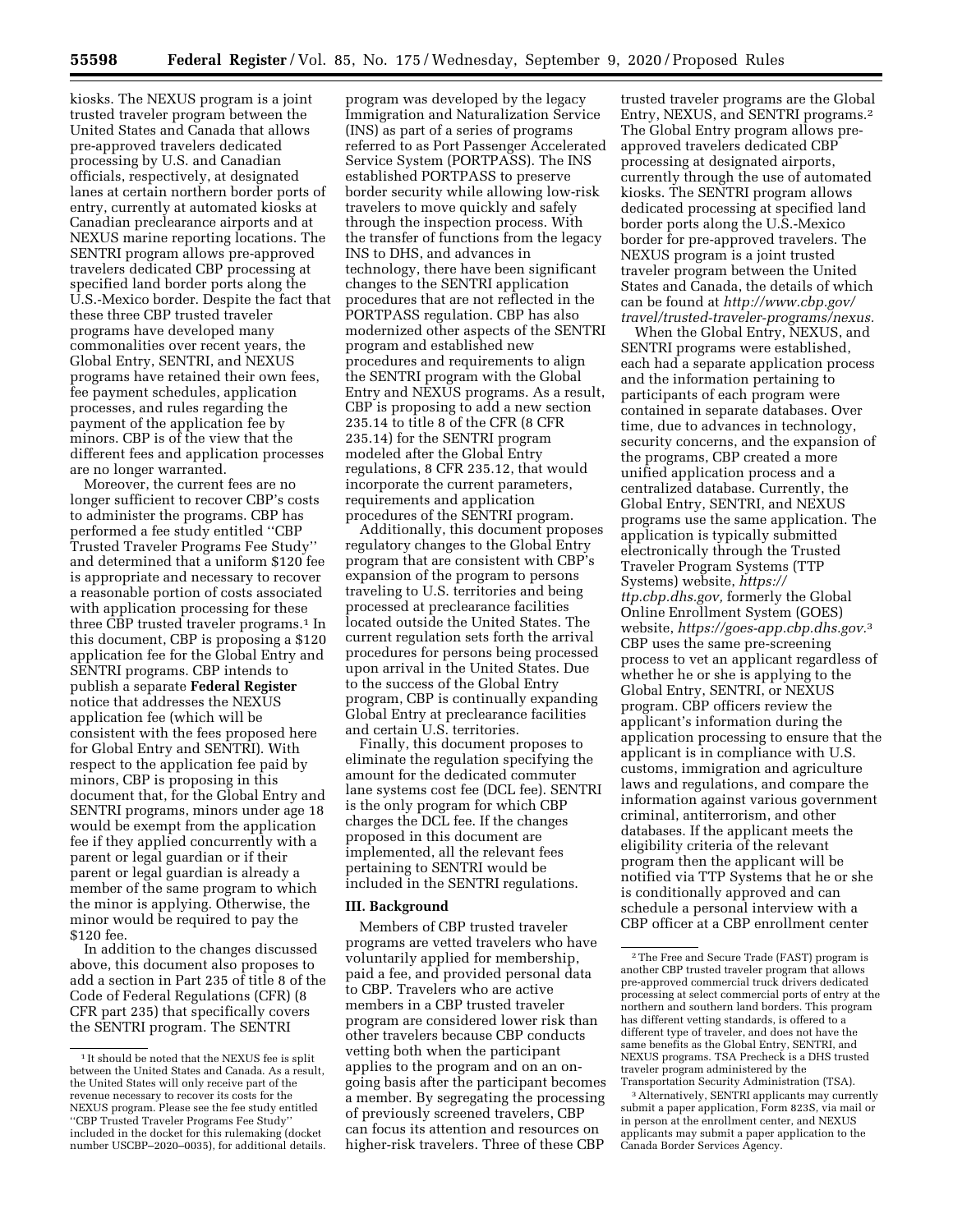kiosks. The NEXUS program is a joint trusted traveler program between the United States and Canada that allows pre-approved travelers dedicated processing by U.S. and Canadian officials, respectively, at designated lanes at certain northern border ports of entry, currently at automated kiosks at Canadian preclearance airports and at NEXUS marine reporting locations. The SENTRI program allows pre-approved travelers dedicated CBP processing at specified land border ports along the U.S.-Mexico border. Despite the fact that these three CBP trusted traveler programs have developed many commonalities over recent years, the Global Entry, SENTRI, and NEXUS programs have retained their own fees, fee payment schedules, application processes, and rules regarding the payment of the application fee by minors. CBP is of the view that the different fees and application processes are no longer warranted.

Moreover, the current fees are no longer sufficient to recover CBP's costs to administer the programs. CBP has performed a fee study entitled ''CBP Trusted Traveler Programs Fee Study'' and determined that a uniform $120 fee is appropriate and necessary to recover a reasonable portion of costs associated with application processing for these three CBP trusted traveler programs.[1] In this document, CBP is proposing a $120 application fee for the Global Entry and SENTRI programs. CBP intends to publish a separate **Federal Register** notice that addresses the NEXUS application fee (which will be consistent with the fees proposed here for Global Entry and SENTRI). With respect to the application fee paid by minors, CBP is proposing in this document that, for the Global Entry and SENTRI programs, minors under age 18 would be exempt from the application fee if they applied concurrently with a parent or legal guardian or if their parent or legal guardian is already a member of the same program to which the minor is applying. Otherwise, the minor would be required to pay the $120 fee.

In addition to the changes discussed above, this document also proposes to add a section in Part 235 of title 8 of the Code of Federal Regulations (CFR) (8 CFR part 235) that specifically covers the SENTRI program. The SENTRI program was developed by the legacy Immigration and Naturalization Service (INS) as part of a series of programs referred to as Port Passenger Accelerated Service System (PORTPASS). The INS established PORTPASS to preserve border security while allowing low-risk travelers to move quickly and safely through the inspection process. With the transfer of functions from the legacy INS to DHS, and advances in technology, there have been significant changes to the SENTRI application procedures that are not reflected in the PORTPASS regulation. CBP has also modernized other aspects of the SENTRI program and established new procedures and requirements to align the SENTRI program with the Global Entry and NEXUS programs. As a result, CBP is proposing to add a new section 235.14 to title 8 of the CFR (8 CFR 235.14) for the SENTRI program modeled after the Global Entry regulations, 8 CFR 235.12, that would incorporate the current parameters, requirements and application procedures of the SENTRI program.

Additionally, this document proposes regulatory changes to the Global Entry program that are consistent with CBP's expansion of the program to persons traveling to U.S. territories and being processed at preclearance facilities located outside the United States. The current regulation sets forth the arrival procedures for persons being processed upon arrival in the United States. Due to the success of the Global Entry program, CBP is continually expanding Global Entry at preclearance facilities and certain U.S. territories.

Finally, this document proposes to eliminate the regulation specifying the amount for the dedicated commuter lane systems cost fee (DCL fee). SENTRI is the only program for which CBP charges the DCL fee. If the changes proposed in this document are implemented, all the relevant fees pertaining to SENTRI would be included in the SENTRI regulations.

## III. Background

Members of CBP trusted traveler programs are vetted travelers who have voluntarily applied for membership, paid a fee, and provided personal data to CBP. Travelers who are active members in a CBP trusted traveler program are considered lower risk than other travelers because CBP conducts vetting both when the participant applies to the program and on an on-going basis after the participant becomes a member. By segregating the processing of previously screened travelers, CBP can focus its attention and resources on higher-risk travelers. Three of these CBP trusted traveler programs are the Global Entry, NEXUS, and SENTRI programs.[2] The Global Entry program allows pre-approved travelers dedicated CBP processing at designated airports, currently through the use of automated kiosks. The SENTRI program allows dedicated processing at specified land border ports along the U.S.-Mexico border for pre-approved travelers. The NEXUS program is a joint trusted traveler program between the United States and Canada, the details of which can be found at *http://www.cbp.gov/travel/trusted-traveler-programs/nexus.*

When the Global Entry, NEXUS, and SENTRI programs were established, each had a separate application process and the information pertaining to participants of each program were contained in separate databases. Over time, due to advances in technology, security concerns, and the expansion of the programs, CBP created a more unified application process and a centralized database. Currently, the Global Entry, SENTRI, and NEXUS programs use the same application. The application is typically submitted electronically through the Trusted Traveler Program Systems (TTP Systems) website, *https://ttp.cbp.dhs.gov,* formerly the Global Online Enrollment System (GOES) website, *https://goes-app.cbp.dhs.gov.*[3] CBP uses the same pre-screening process to vet an applicant regardless of whether he or she is applying to the Global Entry, SENTRI, or NEXUS program. CBP officers review the applicant's information during the application processing to ensure that the applicant is in compliance with U.S. customs, immigration and agriculture laws and regulations, and compare the information against various government criminal, antiterrorism, and other databases. If the applicant meets the eligibility criteria of the relevant program then the applicant will be notified via TTP Systems that he or she is conditionally approved and can schedule a personal interview with a CBP officer at a CBP enrollment center

---

[1] It should be noted that the NEXUS fee is split between the United States and Canada. As a result, the United States will only receive part of the revenue necessary to recover its costs for the NEXUS program. Please see the fee study entitled ''CBP Trusted Traveler Programs Fee Study'' included in the docket for this rulemaking (docket number USCBP–2020–0035), for additional details.

[2] The Free and Secure Trade (FAST) program is another CBP trusted traveler program that allows pre-approved commercial truck drivers dedicated processing at select commercial ports of entry at the northern and southern land borders. This program has different vetting standards, is offered to a different type of traveler, and does not have the same benefits as the Global Entry, SENTRI, and NEXUS programs. TSA Precheck is a DHS trusted traveler program administered by the Transportation Security Administration (TSA).

[3] Alternatively, SENTRI applicants may currently submit a paper application, Form 823S, via mail or in person at the enrollment center, and NEXUS applicants may submit a paper application to the Canada Border Services Agency.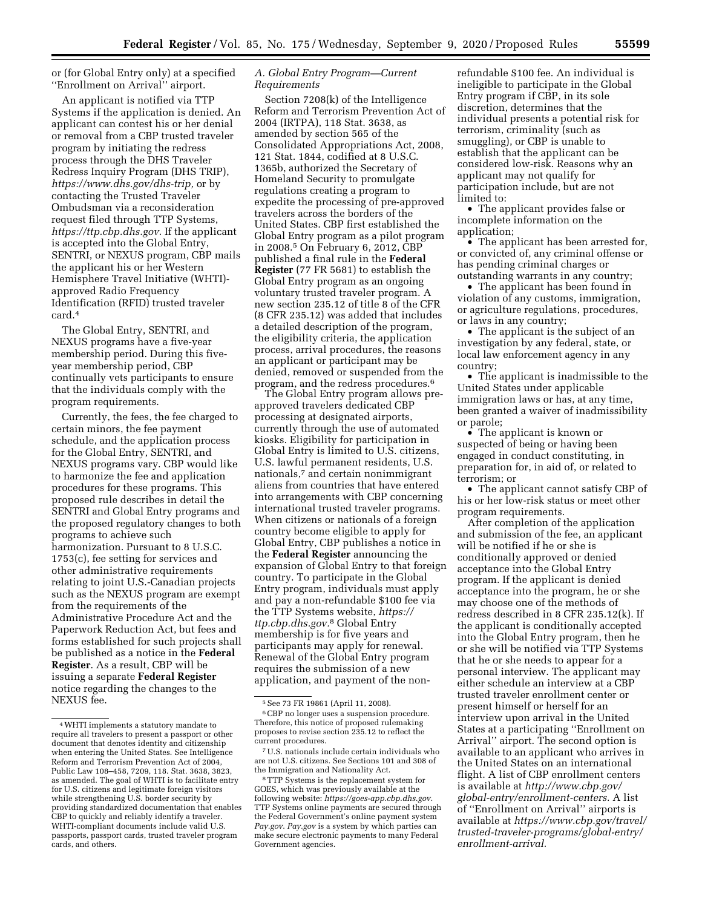or (for Global Entry only) at a specified ''Enrollment on Arrival'' airport.

An applicant is notified via TTP Systems if the application is denied. An applicant can contest his or her denial or removal from a CBP trusted traveler program by initiating the redress process through the DHS Traveler Redress Inquiry Program (DHS TRIP), *https://www.dhs.gov/dhs-trip,* or by contacting the Trusted Traveler Ombudsman via a reconsideration request filed through TTP Systems, *https://ttp.cbp.dhs.gov.* If the applicant is accepted into the Global Entry, SENTRI, or NEXUS program, CBP mails the applicant his or her Western Hemisphere Travel Initiative (WHTI)-approved Radio Frequency Identification (RFID) trusted traveler card.[4]

The Global Entry, SENTRI, and NEXUS programs have a five-year membership period. During this five-year membership period, CBP continually vets participants to ensure that the individuals comply with the program requirements.

Currently, the fees, the fee charged to certain minors, the fee payment schedule, and the application process for the Global Entry, SENTRI, and NEXUS programs vary. CBP would like to harmonize the fee and application procedures for these programs. This proposed rule describes in detail the SENTRI and Global Entry programs and the proposed regulatory changes to both programs to achieve such harmonization. Pursuant to 8 U.S.C. 1753(c), fee setting for services and other administrative requirements relating to joint U.S.-Canadian projects such as the NEXUS program are exempt from the requirements of the Administrative Procedure Act and the Paperwork Reduction Act, but fees and forms established for such projects shall be published as a notice in the **Federal Register**. As a result, CBP will be issuing a separate **Federal Register** notice regarding the changes to the NEXUS fee.

### *A. Global Entry Program—Current Requirements*

Section 7208(k) of the Intelligence Reform and Terrorism Prevention Act of 2004 (IRTPA), 118 Stat. 3638, as amended by section 565 of the Consolidated Appropriations Act, 2008, 121 Stat. 1844, codified at 8 U.S.C. 1365b, authorized the Secretary of Homeland Security to promulgate regulations creating a program to expedite the processing of pre-approved travelers across the borders of the United States. CBP first established the Global Entry program as a pilot program in 2008.[5] On February 6, 2012, CBP published a final rule in the **Federal Register** (77 FR 5681) to establish the Global Entry program as an ongoing voluntary trusted traveler program. A new section 235.12 of title 8 of the CFR (8 CFR 235.12) was added that includes a detailed description of the program, the eligibility criteria, the application process, arrival procedures, the reasons an applicant or participant may be denied, removed or suspended from the program, and the redress procedures.[6]

The Global Entry program allows pre-approved travelers dedicated CBP processing at designated airports, currently through the use of automated kiosks. Eligibility for participation in Global Entry is limited to U.S. citizens, U.S. lawful permanent residents, U.S. nationals,[7] and certain nonimmigrant aliens from countries that have entered into arrangements with CBP concerning international trusted traveler programs. When citizens or nationals of a foreign country become eligible to apply for Global Entry, CBP publishes a notice in the **Federal Register** announcing the expansion of Global Entry to that foreign country. To participate in the Global Entry program, individuals must apply and pay a non-refundable $100 fee via the TTP Systems website, *https://ttp.cbp.dhs.gov.*[8] Global Entry membership is for five years and participants may apply for renewal. Renewal of the Global Entry program requires the submission of a new application, and payment of the non-refundable $100 fee. An individual is ineligible to participate in the Global Entry program if CBP, in its sole discretion, determines that the individual presents a potential risk for terrorism, criminality (such as smuggling), or CBP is unable to establish that the applicant can be considered low-risk. Reasons why an applicant may not qualify for participation include, but are not limited to:

- The applicant provides false or incomplete information on the application;
- The applicant has been arrested for, or convicted of, any criminal offense or has pending criminal charges or outstanding warrants in any country;
- The applicant has been found in violation of any customs, immigration, or agriculture regulations, procedures, or laws in any country;
- The applicant is the subject of an investigation by any federal, state, or local law enforcement agency in any country;
- The applicant is inadmissible to the United States under applicable immigration laws or has, at any time, been granted a waiver of inadmissibility or parole;
- The applicant is known or suspected of being or having been engaged in conduct constituting, in preparation for, in aid of, or related to terrorism; or
- The applicant cannot satisfy CBP of his or her low-risk status or meet other program requirements.

After completion of the application and submission of the fee, an applicant will be notified if he or she is conditionally approved or denied acceptance into the Global Entry program. If the applicant is denied acceptance into the program, he or she may choose one of the methods of redress described in 8 CFR 235.12(k). If the applicant is conditionally accepted into the Global Entry program, then he or she will be notified via TTP Systems that he or she needs to appear for a personal interview. The applicant may either schedule an interview at a CBP trusted traveler enrollment center or present himself or herself for an interview upon arrival in the United States at a participating ''Enrollment on Arrival'' airport. The second option is available to an applicant who arrives in the United States on an international flight. A list of CBP enrollment centers is available at *http://www.cbp.gov/global-entry/enrollment-centers.* A list of ''Enrollment on Arrival'' airports is available at *https://www.cbp.gov/travel/trusted-traveler-programs/global-entry/enrollment-arrival.*

---

[4] WHTI implements a statutory mandate to require all travelers to present a passport or other document that denotes identity and citizenship when entering the United States. See Intelligence Reform and Terrorism Prevention Act of 2004, Public Law 108–458, 7209, 118. Stat. 3638, 3823, as amended. The goal of WHTI is to facilitate entry for U.S. citizens and legitimate foreign visitors while strengthening U.S. border security by providing standardized documentation that enables CBP to quickly and reliably identify a traveler. WHTI-compliant documents include valid U.S. passports, passport cards, trusted traveler program cards, and others.

[5] See 73 FR 19861 (April 11, 2008).

[6] CBP no longer uses a suspension procedure. Therefore, this notice of proposed rulemaking proposes to revise section 235.12 to reflect the current procedures.

[7] U.S. nationals include certain individuals who are not U.S. citizens. See Sections 101 and 308 of the Immigration and Nationality Act.

[8] TTP Systems is the replacement system for GOES, which was previously available at the following website: *https://goes-app.cbp.dhs.gov.* TTP Systems online payments are secured through the Federal Government's online payment system *Pay.gov. Pay.gov* is a system by which parties can make secure electronic payments to many Federal Government agencies.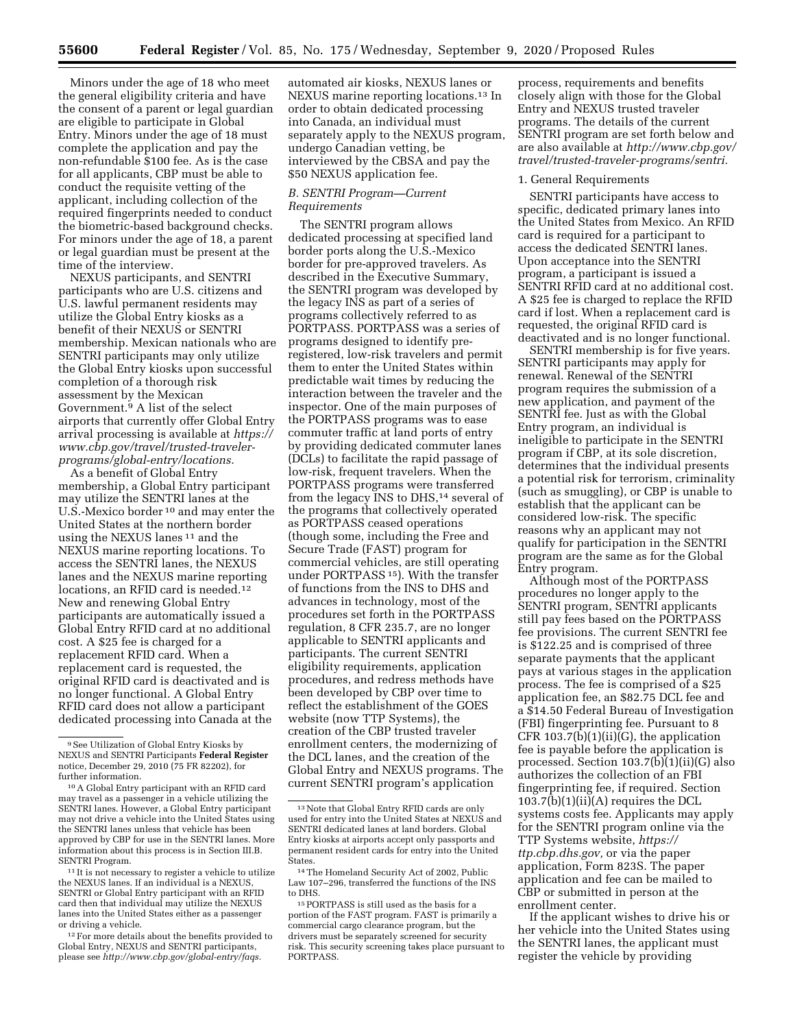Minors under the age of 18 who meet the general eligibility criteria and have the consent of a parent or legal guardian are eligible to participate in Global Entry. Minors under the age of 18 must complete the application and pay the non-refundable $100 fee. As is the case for all applicants, CBP must be able to conduct the requisite vetting of the applicant, including collection of the required fingerprints needed to conduct the biometric-based background checks. For minors under the age of 18, a parent or legal guardian must be present at the time of the interview.

NEXUS participants, and SENTRI participants who are U.S. citizens and U.S. lawful permanent residents may utilize the Global Entry kiosks as a benefit of their NEXUS or SENTRI membership. Mexican nationals who are SENTRI participants may only utilize the Global Entry kiosks upon successful completion of a thorough risk assessment by the Mexican Government.[9] A list of the select airports that currently offer Global Entry arrival processing is available at *https://www.cbp.gov/travel/trusted-traveler-programs/global-entry/locations.*

As a benefit of Global Entry membership, a Global Entry participant may utilize the SENTRI lanes at the U.S.-Mexico border [10] and may enter the United States at the northern border using the NEXUS lanes [11] and the NEXUS marine reporting locations. To access the SENTRI lanes, the NEXUS lanes and the NEXUS marine reporting locations, an RFID card is needed.[12] New and renewing Global Entry participants are automatically issued a Global Entry RFID card at no additional cost. A $25 fee is charged for a replacement RFID card. When a replacement card is requested, the original RFID card is deactivated and is no longer functional. A Global Entry RFID card does not allow a participant dedicated processing into Canada at the automated air kiosks, NEXUS lanes or NEXUS marine reporting locations.[13] In order to obtain dedicated processing into Canada, an individual must separately apply to the NEXUS program, undergo Canadian vetting, be interviewed by the CBSA and pay the $50 NEXUS application fee.

### *B. SENTRI Program—Current Requirements*

The SENTRI program allows dedicated processing at specified land border ports along the U.S.-Mexico border for pre-approved travelers. As described in the Executive Summary, the SENTRI program was developed by the legacy INS as part of a series of programs collectively referred to as PORTPASS. PORTPASS was a series of programs designed to identify pre-registered, low-risk travelers and permit them to enter the United States within predictable wait times by reducing the interaction between the traveler and the inspector. One of the main purposes of the PORTPASS programs was to ease commuter traffic at land ports of entry by providing dedicated commuter lanes (DCLs) to facilitate the rapid passage of low-risk, frequent travelers. When the PORTPASS programs were transferred from the legacy INS to DHS,[14] several of the programs that collectively operated as PORTPASS ceased operations (though some, including the Free and Secure Trade (FAST) program for commercial vehicles, are still operating under PORTPASS [15]). With the transfer of functions from the INS to DHS and advances in technology, most of the procedures set forth in the PORTPASS regulation, 8 CFR 235.7, are no longer applicable to SENTRI applicants and participants. The current SENTRI eligibility requirements, application procedures, and redress methods have been developed by CBP over time to reflect the establishment of the GOES website (now TTP Systems), the creation of the CBP trusted traveler enrollment centers, the modernizing of the DCL lanes, and the creation of the Global Entry and NEXUS programs. The current SENTRI program's application process, requirements and benefits closely align with those for the Global Entry and NEXUS trusted traveler programs. The details of the current SENTRI program are set forth below and are also available at *http://www.cbp.gov/travel/trusted-traveler-programs/sentri.*

#### 1. General Requirements

SENTRI participants have access to specific, dedicated primary lanes into the United States from Mexico. An RFID card is required for a participant to access the dedicated SENTRI lanes. Upon acceptance into the SENTRI program, a participant is issued a SENTRI RFID card at no additional cost. A $25 fee is charged to replace the RFID card if lost. When a replacement card is requested, the original RFID card is deactivated and is no longer functional.

SENTRI membership is for five years. SENTRI participants may apply for renewal. Renewal of the SENTRI program requires the submission of a new application, and payment of the SENTRI fee. Just as with the Global Entry program, an individual is ineligible to participate in the SENTRI program if CBP, at its sole discretion, determines that the individual presents a potential risk for terrorism, criminality (such as smuggling), or CBP is unable to establish that the applicant can be considered low-risk. The specific reasons why an applicant may not qualify for participation in the SENTRI program are the same as for the Global Entry program.

Although most of the PORTPASS procedures no longer apply to the SENTRI program, SENTRI applicants still pay fees based on the PORTPASS fee provisions. The current SENTRI fee is $122.25 and is comprised of three separate payments that the applicant pays at various stages in the application process. The fee is comprised of a $25 application fee, an $82.75 DCL fee and a $14.50 Federal Bureau of Investigation (FBI) fingerprinting fee. Pursuant to 8 CFR 103.7(b)(1)(ii)(G), the application fee is payable before the application is processed. Section 103.7(b)(1)(ii)(G) also authorizes the collection of an FBI fingerprinting fee, if required. Section 103.7(b)(1)(ii)(A) requires the DCL systems costs fee. Applicants may apply for the SENTRI program online via the TTP Systems website, *https://ttp.cbp.dhs.gov,* or via the paper application, Form 823S. The paper application and fee can be mailed to CBP or submitted in person at the enrollment center.

If the applicant wishes to drive his or her vehicle into the United States using the SENTRI lanes, the applicant must register the vehicle by providing

---

[9] See Utilization of Global Entry Kiosks by NEXUS and SENTRI Participants **Federal Register** notice, December 29, 2010 (75 FR 82202), for further information.

[10] A Global Entry participant with an RFID card may travel as a passenger in a vehicle utilizing the SENTRI lanes. However, a Global Entry participant may not drive a vehicle into the United States using the SENTRI lanes unless that vehicle has been approved by CBP for use in the SENTRI lanes. More information about this process is in Section III.B. SENTRI Program.

[11] It is not necessary to register a vehicle to utilize the NEXUS lanes. If an individual is a NEXUS, SENTRI or Global Entry participant with an RFID card then that individual may utilize the NEXUS lanes into the United States either as a passenger or driving a vehicle.

[12] For more details about the benefits provided to Global Entry, NEXUS and SENTRI participants, please see *http://www.cbp.gov/global-entry/faqs.*

[13] Note that Global Entry RFID cards are only used for entry into the United States at NEXUS and SENTRI dedicated lanes at land borders. Global Entry kiosks at airports accept only passports and permanent resident cards for entry into the United States.

[14] The Homeland Security Act of 2002, Public Law 107–296, transferred the functions of the INS to DHS.

[15] PORTPASS is still used as the basis for a portion of the FAST program. FAST is primarily a commercial cargo clearance program, but the drivers must be separately screened for security risk. This security screening takes place pursuant to PORTPASS.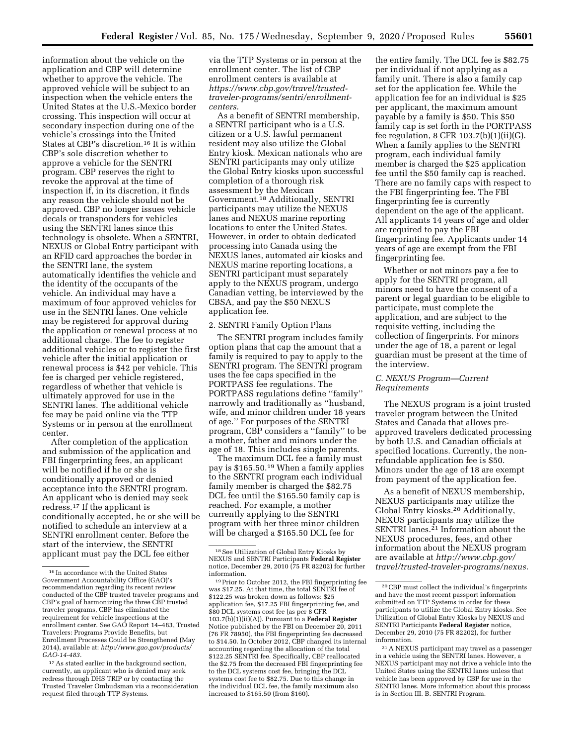information about the vehicle on the application and CBP will determine whether to approve the vehicle. The approved vehicle will be subject to an inspection when the vehicle enters the United States at the U.S.-Mexico border crossing. This inspection will occur at secondary inspection during one of the vehicle's crossings into the United States at CBP's discretion.[16] It is within CBP's sole discretion whether to approve a vehicle for the SENTRI program. CBP reserves the right to revoke the approval at the time of inspection if, in its discretion, it finds any reason the vehicle should not be approved. CBP no longer issues vehicle decals or transponders for vehicles using the SENTRI lanes since this technology is obsolete. When a SENTRI, NEXUS or Global Entry participant with an RFID card approaches the border in the SENTRI lane, the system automatically identifies the vehicle and the identity of the occupants of the vehicle. An individual may have a maximum of four approved vehicles for use in the SENTRI lanes. One vehicle may be registered for approval during the application or renewal process at no additional charge. The fee to register additional vehicles or to register the first vehicle after the initial application or renewal process is $42 per vehicle. This fee is charged per vehicle registered, regardless of whether that vehicle is ultimately approved for use in the SENTRI lanes. The additional vehicle fee may be paid online via the TTP Systems or in person at the enrollment center.

After completion of the application and submission of the application and FBI fingerprinting fees, an applicant will be notified if he or she is conditionally approved or denied acceptance into the SENTRI program. An applicant who is denied may seek redress.[17] If the applicant is conditionally accepted, he or she will be notified to schedule an interview at a SENTRI enrollment center. Before the start of the interview, the SENTRI applicant must pay the DCL fee either via the TTP Systems or in person at the enrollment center. The list of CBP enrollment centers is available at *https://www.cbp.gov/travel/trusted-traveler-programs/sentri/enrollment-centers.*

As a benefit of SENTRI membership, a SENTRI participant who is a U.S. citizen or a U.S. lawful permanent resident may also utilize the Global Entry kiosk. Mexican nationals who are SENTRI participants may only utilize the Global Entry kiosks upon successful completion of a thorough risk assessment by the Mexican Government.[18] Additionally, SENTRI participants may utilize the NEXUS lanes and NEXUS marine reporting locations to enter the United States. However, in order to obtain dedicated processing into Canada using the NEXUS lanes, automated air kiosks and NEXUS marine reporting locations, a SENTRI participant must separately apply to the NEXUS program, undergo Canadian vetting, be interviewed by the CBSA, and pay the $50 NEXUS application fee.

2. SENTRI Family Option Plans

The SENTRI program includes family option plans that cap the amount that a family is required to pay to apply to the SENTRI program. The SENTRI program uses the fee caps specified in the PORTPASS fee regulations. The PORTPASS regulations define "family" narrowly and traditionally as "husband, wife, and minor children under 18 years of age." For purposes of the SENTRI program, CBP considers a "family" to be a mother, father and minors under the age of 18. This includes single parents.

The maximum DCL fee a family must pay is $165.50.[19] When a family applies to the SENTRI program each individual family member is charged the $82.75 DCL fee until the $165.50 family cap is reached. For example, a mother currently applying to the SENTRI program with her three minor children will be charged a $165.50 DCL fee for the entire family. The DCL fee is $82.75 per individual if not applying as a family unit. There is also a family cap set for the application fee. While the application fee for an individual is $25 per applicant, the maximum amount payable by a family is $50. This $50 family cap is set forth in the PORTPASS fee regulation, 8 CFR 103.7(b)(1)(ii)(G). When a family applies to the SENTRI program, each individual family member is charged the $25 application fee until the $50 family cap is reached. There are no family caps with respect to the FBI fingerprinting fee. The FBI fingerprinting fee is currently dependent on the age of the applicant. All applicants 14 years of age and older are required to pay the FBI fingerprinting fee. Applicants under 14 years of age are exempt from the FBI fingerprinting fee.

Whether or not minors pay a fee to apply for the SENTRI program, all minors need to have the consent of a parent or legal guardian to be eligible to participate, must complete the application, and are subject to the requisite vetting, including the collection of fingerprints. For minors under the age of 18, a parent or legal guardian must be present at the time of the interview.

### *C. NEXUS Program—Current Requirements*

The NEXUS program is a joint trusted traveler program between the United States and Canada that allows pre-approved travelers dedicated processing by both U.S. and Canadian officials at specified locations. Currently, the non-refundable application fee is $50. Minors under the age of 18 are exempt from payment of the application fee.

As a benefit of NEXUS membership, NEXUS participants may utilize the Global Entry kiosks.[20] Additionally, NEXUS participants may utilize the SENTRI lanes.[21] Information about the NEXUS procedures, fees, and other information about the NEXUS program are available at *http://www.cbp.gov/travel/trusted-traveler-programs/nexus.*

---

[16] In accordance with the United States Government Accountability Office (GAO)'s recommendation regarding its recent review conducted of the CBP trusted traveler programs and CBP's goal of harmonizing the three CBP trusted traveler programs, CBP has eliminated the requirement for vehicle inspections at the enrollment center. See GAO Report 14–483, Trusted Travelers: Programs Provide Benefits, but Enrollment Processes Could be Strengthened (May 2014), available at: *http://www.gao.gov/products/GAO-14-483.*

[17] As stated earlier in the background section, currently, an applicant who is denied may seek redress through DHS TRIP or by contacting the Trusted Traveler Ombudsman via a reconsideration request filed through TTP Systems.

[18] See Utilization of Global Entry Kiosks by NEXUS and SENTRI Participants **Federal Register** notice, December 29, 2010 (75 FR 82202) for further information.

[19] Prior to October 2012, the FBI fingerprinting fee was $17.25. At that time, the total SENTRI fee of $122.25 was broken down as follows: $25 application fee, $17.25 FBI fingerprinting fee, and $80 DCL systems cost fee (as per 8 CFR 103.7(b)(1)(ii)(A)). Pursuant to a **Federal Register** Notice published by the FBI on December 20, 2011 (76 FR 78950), the FBI fingerprinting fee decreased to $14.50. In October 2012, CBP changed its internal accounting regarding the allocation of the total $122.25 SENTRI fee. Specifically, CBP reallocated the $2.75 from the decreased FBI fingerprinting fee to the DCL systems cost fee, bringing the DCL systems cost fee to $82.75. Due to this change in the individual DCL fee, the family maximum also increased to $165.50 (from $160).

[20] CBP must collect the individual's fingerprints and have the most recent passport information submitted on TTP Systems in order for these participants to utilize the Global Entry kiosks. See Utilization of Global Entry Kiosks by NEXUS and SENTRI Participants **Federal Register** notice, December 29, 2010 (75 FR 82202), for further information.

[21] A NEXUS participant may travel as a passenger in a vehicle using the SENTRI lanes. However, a NEXUS participant may not drive a vehicle into the United States using the SENTRI lanes unless that vehicle has been approved by CBP for use in the SENTRI lanes. More information about this process is in Section III. B. SENTRI Program.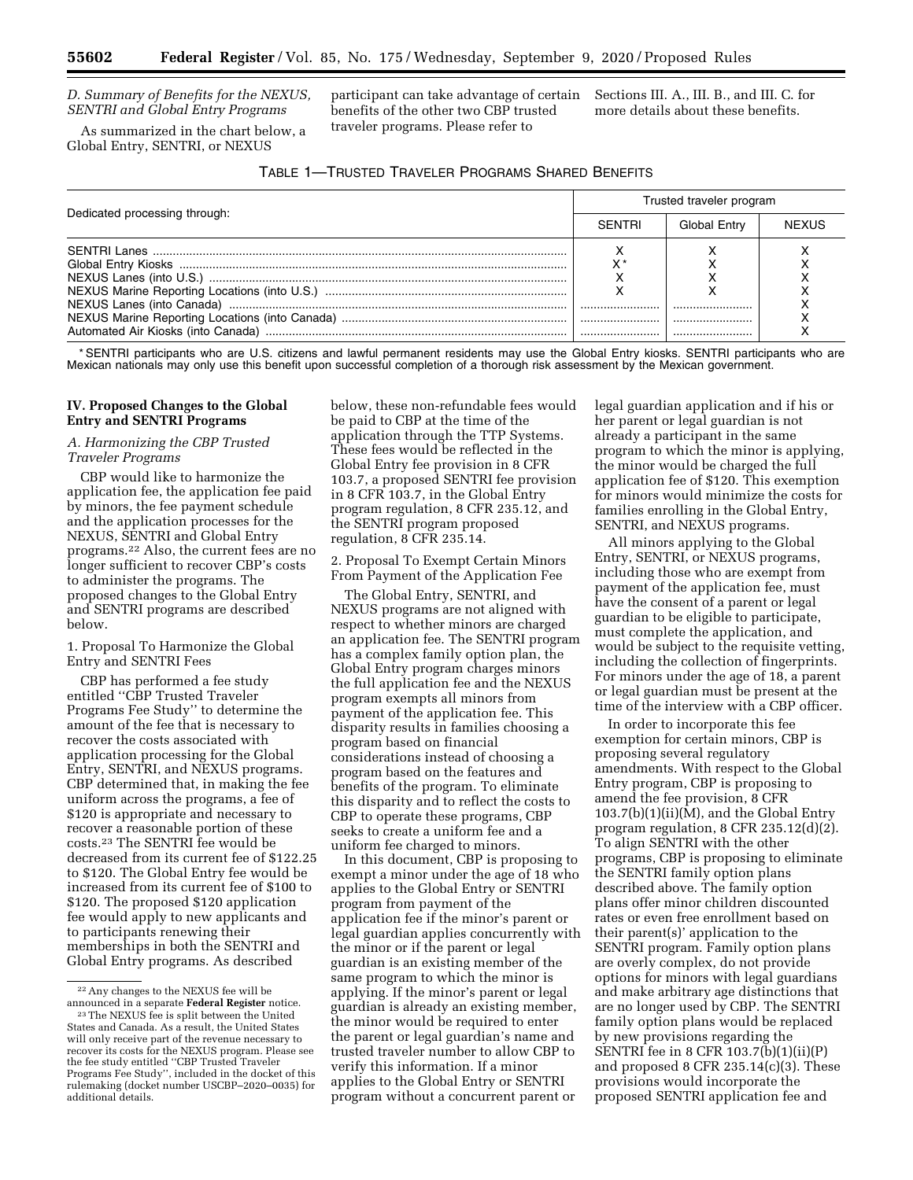### D. Summary of Benefits for the NEXUS, SENTRI and Global Entry Programs

As summarized in the chart below, a Global Entry, SENTRI, or NEXUS participant can take advantage of certain benefits of the other two CBP trusted traveler programs. Please refer to Sections III. A., III. B., and III. C. for more details about these benefits.

TABLE 1—TRUSTED TRAVELER PROGRAMS SHARED BENEFITS

| Dedicated processing through: | Trusted traveler program | | |
|---|---|---|---|
| | SENTRI | Global Entry | NEXUS |
| SENTRI Lanes | X | X | X |
| Global Entry Kiosks | X* | X | X |
| NEXUS Lanes (into U.S.) | X | X | X |
| NEXUS Marine Reporting Locations (into U.S.) | X | X | X |
| NEXUS Lanes (into Canada) | | | X |
| NEXUS Marine Reporting Locations (into Canada) | | | X |
| Automated Air Kiosks (into Canada) | | | X |

* SENTRI participants who are U.S. citizens and lawful permanent residents may use the Global Entry kiosks. SENTRI participants who are Mexican nationals may only use this benefit upon successful completion of a thorough risk assessment by the Mexican government.

## IV. Proposed Changes to the Global Entry and SENTRI Programs

### A. Harmonizing the CBP Trusted Traveler Programs

CBP would like to harmonize the application fee, the application fee paid by minors, the fee payment schedule and the application processes for the NEXUS, SENTRI and Global Entry programs.[22] Also, the current fees are no longer sufficient to recover CBP's costs to administer the programs. The proposed changes to the Global Entry and SENTRI programs are described below.

1. Proposal To Harmonize the Global Entry and SENTRI Fees

CBP has performed a fee study entitled ''CBP Trusted Traveler Programs Fee Study'' to determine the amount of the fee that is necessary to recover the costs associated with application processing for the Global Entry, SENTRI, and NEXUS programs. CBP determined that, in making the fee uniform across the programs, a fee of $120 is appropriate and necessary to recover a reasonable portion of these costs.[23] The SENTRI fee would be decreased from its current fee of $122.25 to $120. The Global Entry fee would be increased from its current fee of $100 to $120. The proposed $120 application fee would apply to new applicants and to participants renewing their memberships in both the SENTRI and Global Entry programs. As described below, these non-refundable fees would be paid to CBP at the time of the application through the TTP Systems. These fees would be reflected in the Global Entry fee provision in 8 CFR 103.7, a proposed SENTRI fee provision in 8 CFR 103.7, in the Global Entry program regulation, 8 CFR 235.12, and the SENTRI program proposed regulation, 8 CFR 235.14.

2. Proposal To Exempt Certain Minors From Payment of the Application Fee

The Global Entry, SENTRI, and NEXUS programs are not aligned with respect to whether minors are charged an application fee. The SENTRI program has a complex family option plan, the Global Entry program charges minors the full application fee and the NEXUS program exempts all minors from payment of the application fee. This disparity results in families choosing a program based on financial considerations instead of choosing a program based on the features and benefits of the program. To eliminate this disparity and to reflect the costs to CBP to operate these programs, CBP seeks to create a uniform fee and a uniform fee charged to minors.

In this document, CBP is proposing to exempt a minor under the age of 18 who applies to the Global Entry or SENTRI program from payment of the application fee if the minor's parent or legal guardian applies concurrently with the minor or if the parent or legal guardian is an existing member of the same program to which the minor is applying. If the minor's parent or legal guardian is already an existing member, the minor would be required to enter the parent or legal guardian's name and trusted traveler number to allow CBP to verify this information. If a minor applies to the Global Entry or SENTRI program without a concurrent parent or legal guardian application and if his or her parent or legal guardian is not already a participant in the same program to which the minor is applying, the minor would be charged the full application fee of $120. This exemption for minors would minimize the costs for families enrolling in the Global Entry, SENTRI, and NEXUS programs.

All minors applying to the Global Entry, SENTRI, or NEXUS programs, including those who are exempt from payment of the application fee, must have the consent of a parent or legal guardian to be eligible to participate, must complete the application, and would be subject to the requisite vetting, including the collection of fingerprints. For minors under the age of 18, a parent or legal guardian must be present at the time of the interview with a CBP officer.

In order to incorporate this fee exemption for certain minors, CBP is proposing several regulatory amendments. With respect to the Global Entry program, CBP is proposing to amend the fee provision, 8 CFR 103.7(b)(1)(ii)(M), and the Global Entry program regulation, 8 CFR 235.12(d)(2). To align SENTRI with the other programs, CBP is proposing to eliminate the SENTRI family option plans described above. The family option plans offer minor children discounted rates or even free enrollment based on their parent(s)' application to the SENTRI program. Family option plans are overly complex, do not provide options for minors with legal guardians and make arbitrary age distinctions that are no longer used by CBP. The SENTRI family option plans would be replaced by new provisions regarding the SENTRI fee in 8 CFR 103.7(b)(1)(ii)(P) and proposed 8 CFR 235.14(c)(3). These provisions would incorporate the proposed SENTRI application fee and

---

[22] Any changes to the NEXUS fee will be announced in a separate **Federal Register** notice.

[23] The NEXUS fee is split between the United States and Canada. As a result, the United States will only receive part of the revenue necessary to recover its costs for the NEXUS program. Please see the fee study entitled ''CBP Trusted Traveler Programs Fee Study'', included in the docket of this rulemaking (docket number USCBP–2020–0035) for additional details.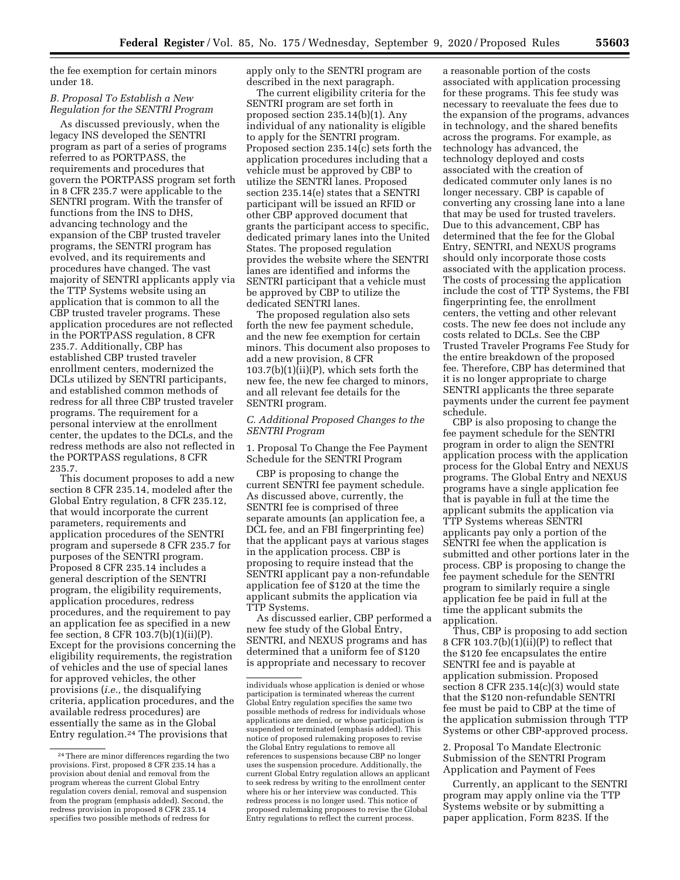the fee exemption for certain minors under 18.

### B. Proposal To Establish a New Regulation for the SENTRI Program

As discussed previously, when the legacy INS developed the SENTRI program as part of a series of programs referred to as PORTPASS, the requirements and procedures that govern the PORTPASS program set forth in 8 CFR 235.7 were applicable to the SENTRI program. With the transfer of functions from the INS to DHS, advancing technology and the expansion of the CBP trusted traveler programs, the SENTRI program has evolved, and its requirements and procedures have changed. The vast majority of SENTRI applicants apply via the TTP Systems website using an application that is common to all the CBP trusted traveler programs. These application procedures are not reflected in the PORTPASS regulation, 8 CFR 235.7. Additionally, CBP has established CBP trusted traveler enrollment centers, modernized the DCLs utilized by SENTRI participants, and established common methods of redress for all three CBP trusted traveler programs. The requirement for a personal interview at the enrollment center, the updates to the DCLs, and the redress methods are also not reflected in the PORTPASS regulations, 8 CFR 235.7.

This document proposes to add a new section 8 CFR 235.14, modeled after the Global Entry regulation, 8 CFR 235.12, that would incorporate the current parameters, requirements and application procedures of the SENTRI program and supersede 8 CFR 235.7 for purposes of the SENTRI program. Proposed 8 CFR 235.14 includes a general description of the SENTRI program, the eligibility requirements, application procedures, redress procedures, and the requirement to pay an application fee as specified in a new fee section, 8 CFR 103.7(b)(1)(ii)(P). Except for the provisions concerning the eligibility requirements, the registration of vehicles and the use of special lanes for approved vehicles, the other provisions (*i.e.,* the disqualifying criteria, application procedures, and the available redress procedures) are essentially the same as in the Global Entry regulation.[24] The provisions that apply only to the SENTRI program are described in the next paragraph.

The current eligibility criteria for the SENTRI program are set forth in proposed section 235.14(b)(1). Any individual of any nationality is eligible to apply for the SENTRI program. Proposed section 235.14(c) sets forth the application procedures including that a vehicle must be approved by CBP to utilize the SENTRI lanes. Proposed section 235.14(e) states that a SENTRI participant will be issued an RFID or other CBP approved document that grants the participant access to specific, dedicated primary lanes into the United States. The proposed regulation provides the website where the SENTRI lanes are identified and informs the SENTRI participant that a vehicle must be approved by CBP to utilize the dedicated SENTRI lanes.

The proposed regulation also sets forth the new fee payment schedule, and the new fee exemption for certain minors. This document also proposes to add a new provision, 8 CFR 103.7(b)(1)(ii)(P), which sets forth the new fee, the new fee charged to minors, and all relevant fee details for the SENTRI program.

### C. Additional Proposed Changes to the SENTRI Program

#### 1. Proposal To Change the Fee Payment Schedule for the SENTRI Program

CBP is proposing to change the current SENTRI fee payment schedule. As discussed above, currently, the SENTRI fee is comprised of three separate amounts (an application fee, a DCL fee, and an FBI fingerprinting fee) that the applicant pays at various stages in the application process. CBP is proposing to require instead that the SENTRI applicant pay a non-refundable application fee of $120 at the time the applicant submits the application via TTP Systems.

As discussed earlier, CBP performed a new fee study of the Global Entry, SENTRI, and NEXUS programs and has determined that a uniform fee of $120 is appropriate and necessary to recover a reasonable portion of the costs associated with application processing for these programs. This fee study was necessary to reevaluate the fees due to the expansion of the programs, advances in technology, and the shared benefits across the programs. For example, as technology has advanced, the technology deployed and costs associated with the creation of dedicated commuter only lanes is no longer necessary. CBP is capable of converting any crossing lane into a lane that may be used for trusted travelers. Due to this advancement, CBP has determined that the fee for the Global Entry, SENTRI, and NEXUS programs should only incorporate those costs associated with the application process. The costs of processing the application include the cost of TTP Systems, the FBI fingerprinting fee, the enrollment centers, the vetting and other relevant costs. The new fee does not include any costs related to DCLs. See the CBP Trusted Traveler Programs Fee Study for the entire breakdown of the proposed fee. Therefore, CBP has determined that it is no longer appropriate to charge SENTRI applicants the three separate payments under the current fee payment schedule.

CBP is also proposing to change the fee payment schedule for the SENTRI program in order to align the SENTRI application process with the application process for the Global Entry and NEXUS programs. The Global Entry and NEXUS programs have a single application fee that is payable in full at the time the applicant submits the application via TTP Systems whereas SENTRI applicants pay only a portion of the SENTRI fee when the application is submitted and other portions later in the process. CBP is proposing to change the fee payment schedule for the SENTRI program to similarly require a single application fee be paid in full at the time the applicant submits the application.

Thus, CBP is proposing to add section 8 CFR 103.7(b)(1)(ii)(P) to reflect that the $120 fee encapsulates the entire SENTRI fee and is payable at application submission. Proposed section 8 CFR 235.14(c)(3) would state that the $120 non-refundable SENTRI fee must be paid to CBP at the time of the application submission through TTP Systems or other CBP-approved process.

#### 2. Proposal To Mandate Electronic Submission of the SENTRI Program Application and Payment of Fees

Currently, an applicant to the SENTRI program may apply online via the TTP Systems website or by submitting a paper application, Form 823S. If the

---

[24] There are minor differences regarding the two provisions. First, proposed 8 CFR 235.14 has a provision about denial and removal from the program whereas the current Global Entry regulation covers denial, removal and suspension from the program (emphasis added). Second, the redress provision in proposed 8 CFR 235.14 specifies two possible methods of redress for individuals whose application is denied or whose participation is terminated whereas the current Global Entry regulation specifies the same two possible methods of redress for individuals whose applications are denied, or whose participation is suspended or terminated (emphasis added). This notice of proposed rulemaking proposes to revise the Global Entry regulations to remove all references to suspensions because CBP no longer uses the suspension procedure. Additionally, the current Global Entry regulation allows an applicant to seek redress by writing to the enrollment center where his or her interview was conducted. This redress process is no longer used. This notice of proposed rulemaking proposes to revise the Global Entry regulations to reflect the current process.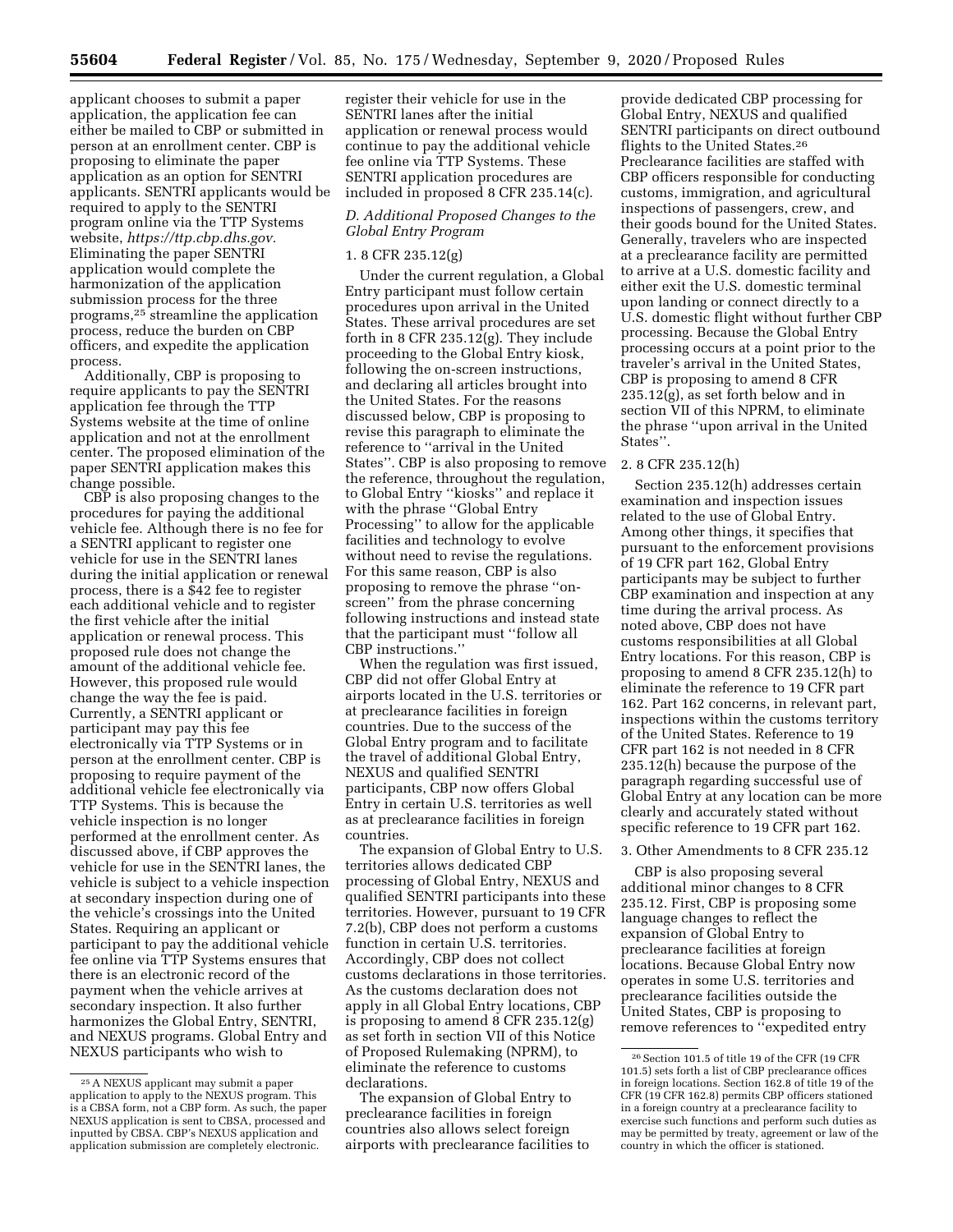applicant chooses to submit a paper application, the application fee can either be mailed to CBP or submitted in person at an enrollment center. CBP is proposing to eliminate the paper application as an option for SENTRI applicants. SENTRI applicants would be required to apply to the SENTRI program online via the TTP Systems website, *https://ttp.cbp.dhs.gov.* Eliminating the paper SENTRI application would complete the harmonization of the application submission process for the three programs,[25] streamline the application process, reduce the burden on CBP officers, and expedite the application process.

Additionally, CBP is proposing to require applicants to pay the SENTRI application fee through the TTP Systems website at the time of online application and not at the enrollment center. The proposed elimination of the paper SENTRI application makes this change possible.

CBP is also proposing changes to the procedures for paying the additional vehicle fee. Although there is no fee for a SENTRI applicant to register one vehicle for use in the SENTRI lanes during the initial application or renewal process, there is a $42 fee to register each additional vehicle and to register the first vehicle after the initial application or renewal process. This proposed rule does not change the amount of the additional vehicle fee. However, this proposed rule would change the way the fee is paid. Currently, a SENTRI applicant or participant may pay this fee electronically via TTP Systems or in person at the enrollment center. CBP is proposing to require payment of the additional vehicle fee electronically via TTP Systems. This is because the vehicle inspection is no longer performed at the enrollment center. As discussed above, if CBP approves the vehicle for use in the SENTRI lanes, the vehicle is subject to a vehicle inspection at secondary inspection during one of the vehicle's crossings into the United States. Requiring an applicant or participant to pay the additional vehicle fee online via TTP Systems ensures that there is an electronic record of the payment when the vehicle arrives at secondary inspection. It also further harmonizes the Global Entry, SENTRI, and NEXUS programs. Global Entry and NEXUS participants who wish to register their vehicle for use in the SENTRI lanes after the initial application or renewal process would continue to pay the additional vehicle fee online via TTP Systems. These SENTRI application procedures are included in proposed 8 CFR 235.14(c).

### D. Additional Proposed Changes to the Global Entry Program

#### 1. 8 CFR 235.12(g)

Under the current regulation, a Global Entry participant must follow certain procedures upon arrival in the United States. These arrival procedures are set forth in 8 CFR 235.12(g). They include proceeding to the Global Entry kiosk, following the on-screen instructions, and declaring all articles brought into the United States. For the reasons discussed below, CBP is proposing to revise this paragraph to eliminate the reference to ''arrival in the United States''. CBP is also proposing to remove the reference, throughout the regulation, to Global Entry ''kiosks'' and replace it with the phrase ''Global Entry Processing'' to allow for the applicable facilities and technology to evolve without need to revise the regulations. For this same reason, CBP is also proposing to remove the phrase ''on-screen'' from the phrase concerning following instructions and instead state that the participant must ''follow all CBP instructions.''

When the regulation was first issued, CBP did not offer Global Entry at airports located in the U.S. territories or at preclearance facilities in foreign countries. Due to the success of the Global Entry program and to facilitate the travel of additional Global Entry, NEXUS and qualified SENTRI participants, CBP now offers Global Entry in certain U.S. territories as well as at preclearance facilities in foreign countries.

The expansion of Global Entry to U.S. territories allows dedicated CBP processing of Global Entry, NEXUS and qualified SENTRI participants into these territories. However, pursuant to 19 CFR 7.2(b), CBP does not perform a customs function in certain U.S. territories. Accordingly, CBP does not collect customs declarations in those territories. As the customs declaration does not apply in all Global Entry locations, CBP is proposing to amend 8 CFR 235.12(g) as set forth in section VII of this Notice of Proposed Rulemaking (NPRM), to eliminate the reference to customs declarations.

The expansion of Global Entry to preclearance facilities in foreign countries also allows select foreign airports with preclearance facilities to provide dedicated CBP processing for Global Entry, NEXUS and qualified SENTRI participants on direct outbound flights to the United States.[26] Preclearance facilities are staffed with CBP officers responsible for conducting customs, immigration, and agricultural inspections of passengers, crew, and their goods bound for the United States. Generally, travelers who are inspected at a preclearance facility are permitted to arrive at a U.S. domestic facility and either exit the U.S. domestic terminal upon landing or connect directly to a U.S. domestic flight without further CBP processing. Because the Global Entry processing occurs at a point prior to the traveler's arrival in the United States, CBP is proposing to amend 8 CFR 235.12(g), as set forth below and in section VII of this NPRM, to eliminate the phrase ''upon arrival in the United States''.

#### 2. 8 CFR 235.12(h)

Section 235.12(h) addresses certain examination and inspection issues related to the use of Global Entry. Among other things, it specifies that pursuant to the enforcement provisions of 19 CFR part 162, Global Entry participants may be subject to further CBP examination and inspection at any time during the arrival process. As noted above, CBP does not have customs responsibilities at all Global Entry locations. For this reason, CBP is proposing to amend 8 CFR 235.12(h) to eliminate the reference to 19 CFR part 162. Part 162 concerns, in relevant part, inspections within the customs territory of the United States. Reference to 19 CFR part 162 is not needed in 8 CFR 235.12(h) because the purpose of the paragraph regarding successful use of Global Entry at any location can be more clearly and accurately stated without specific reference to 19 CFR part 162.

#### 3. Other Amendments to 8 CFR 235.12

CBP is also proposing several additional minor changes to 8 CFR 235.12. First, CBP is proposing some language changes to reflect the expansion of Global Entry to preclearance facilities at foreign locations. Because Global Entry now operates in some U.S. territories and preclearance facilities outside the United States, CBP is proposing to remove references to ''expedited entry

---

[25] A NEXUS applicant may submit a paper application to apply to the NEXUS program. This is a CBSA form, not a CBP form. As such, the paper NEXUS application is sent to CBSA, processed and inputted by CBSA. CBP's NEXUS application and application submission are completely electronic.

[26] Section 101.5 of title 19 of the CFR (19 CFR 101.5) sets forth a list of CBP preclearance offices in foreign locations. Section 162.8 of title 19 of the CFR (19 CFR 162.8) permits CBP officers stationed in a foreign country at a preclearance facility to exercise such functions and perform such duties as may be permitted by treaty, agreement or law of the country in which the officer is stationed.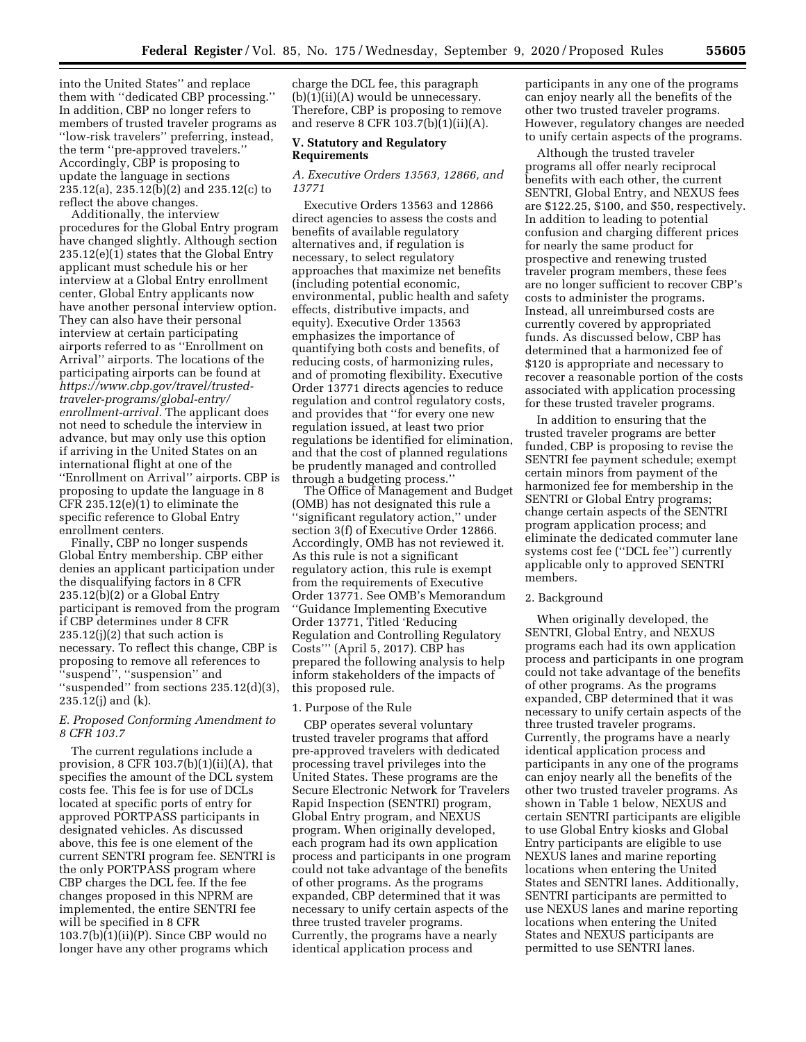into the United States'' and replace them with ''dedicated CBP processing.'' In addition, CBP no longer refers to members of trusted traveler programs as ''low-risk travelers'' preferring, instead, the term ''pre-approved travelers.'' Accordingly, CBP is proposing to update the language in sections 235.12(a), 235.12(b)(2) and 235.12(c) to reflect the above changes.

Additionally, the interview procedures for the Global Entry program have changed slightly. Although section 235.12(e)(1) states that the Global Entry applicant must schedule his or her interview at a Global Entry enrollment center, Global Entry applicants now have another personal interview option. They can also have their personal interview at certain participating airports referred to as ''Enrollment on Arrival'' airports. The locations of the participating airports can be found at *https://www.cbp.gov/travel/trusted-traveler-programs/global-entry/enrollment-arrival.* The applicant does not need to schedule the interview in advance, but may only use this option if arriving in the United States on an international flight at one of the ''Enrollment on Arrival'' airports. CBP is proposing to update the language in 8 CFR 235.12(e)(1) to eliminate the specific reference to Global Entry enrollment centers.

Finally, CBP no longer suspends Global Entry membership. CBP either denies an applicant participation under the disqualifying factors in 8 CFR 235.12(b)(2) or a Global Entry participant is removed from the program if CBP determines under 8 CFR 235.12(j)(2) that such action is necessary. To reflect this change, CBP is proposing to remove all references to ''suspend'', ''suspension'' and ''suspended'' from sections 235.12(d)(3), 235.12(j) and (k).

### *E. Proposed Conforming Amendment to 8 CFR 103.7*

The current regulations include a provision, 8 CFR 103.7(b)(1)(ii)(A), that specifies the amount of the DCL system costs fee. This fee is for use of DCLs located at specific ports of entry for approved PORTPASS participants in designated vehicles. As discussed above, this fee is one element of the current SENTRI program fee. SENTRI is the only PORTPASS program where CBP charges the DCL fee. If the fee changes proposed in this NPRM are implemented, the entire SENTRI fee will be specified in 8 CFR 103.7(b)(1)(ii)(P). Since CBP would no longer have any other programs which charge the DCL fee, this paragraph (b)(1)(ii)(A) would be unnecessary. Therefore, CBP is proposing to remove and reserve 8 CFR 103.7(b)(1)(ii)(A).

## V. Statutory and Regulatory Requirements

### *A. Executive Orders 13563, 12866, and 13771*

Executive Orders 13563 and 12866 direct agencies to assess the costs and benefits of available regulatory alternatives and, if regulation is necessary, to select regulatory approaches that maximize net benefits (including potential economic, environmental, public health and safety effects, distributive impacts, and equity). Executive Order 13563 emphasizes the importance of quantifying both costs and benefits, of reducing costs, of harmonizing rules, and of promoting flexibility. Executive Order 13771 directs agencies to reduce regulation and control regulatory costs, and provides that ''for every one new regulation issued, at least two prior regulations be identified for elimination, and that the cost of planned regulations be prudently managed and controlled through a budgeting process.''

The Office of Management and Budget (OMB) has not designated this rule a ''significant regulatory action,'' under section 3(f) of Executive Order 12866. Accordingly, OMB has not reviewed it. As this rule is not a significant regulatory action, this rule is exempt from the requirements of Executive Order 13771. See OMB's Memorandum ''Guidance Implementing Executive Order 13771, Titled 'Reducing Regulation and Controlling Regulatory Costs''' (April 5, 2017). CBP has prepared the following analysis to help inform stakeholders of the impacts of this proposed rule.

#### 1. Purpose of the Rule

CBP operates several voluntary trusted traveler programs that afford pre-approved travelers with dedicated processing travel privileges into the United States. These programs are the Secure Electronic Network for Travelers Rapid Inspection (SENTRI) program, Global Entry program, and NEXUS program. When originally developed, each program had its own application process and participants in one program could not take advantage of the benefits of other programs. As the programs expanded, CBP determined that it was necessary to unify certain aspects of the three trusted traveler programs. Currently, the programs have a nearly identical application process and participants in any one of the programs can enjoy nearly all the benefits of the other two trusted traveler programs. However, regulatory changes are needed to unify certain aspects of the programs.

Although the trusted traveler programs all offer nearly reciprocal benefits with each other, the current SENTRI, Global Entry, and NEXUS fees are $122.25, $100, and $50, respectively. In addition to leading to potential confusion and charging different prices for nearly the same product for prospective and renewing trusted traveler program members, these fees are no longer sufficient to recover CBP's costs to administer the programs. Instead, all unreimbursed costs are currently covered by appropriated funds. As discussed below, CBP has determined that a harmonized fee of $120 is appropriate and necessary to recover a reasonable portion of the costs associated with application processing for these trusted traveler programs.

In addition to ensuring that the trusted traveler programs are better funded, CBP is proposing to revise the SENTRI fee payment schedule; exempt certain minors from payment of the harmonized fee for membership in the SENTRI or Global Entry programs; change certain aspects of the SENTRI program application process; and eliminate the dedicated commuter lane systems cost fee (''DCL fee'') currently applicable only to approved SENTRI members.

#### 2. Background

When originally developed, the SENTRI, Global Entry, and NEXUS programs each had its own application process and participants in one program could not take advantage of the benefits of other programs. As the programs expanded, CBP determined that it was necessary to unify certain aspects of the three trusted traveler programs. Currently, the programs have a nearly identical application process and participants in any one of the programs can enjoy nearly all the benefits of the other two trusted traveler programs. As shown in Table 1 below, NEXUS and certain SENTRI participants are eligible to use Global Entry kiosks and Global Entry participants are eligible to use NEXUS lanes and marine reporting locations when entering the United States and SENTRI lanes. Additionally, SENTRI participants are permitted to use NEXUS lanes and marine reporting locations when entering the United States and NEXUS participants are permitted to use SENTRI lanes.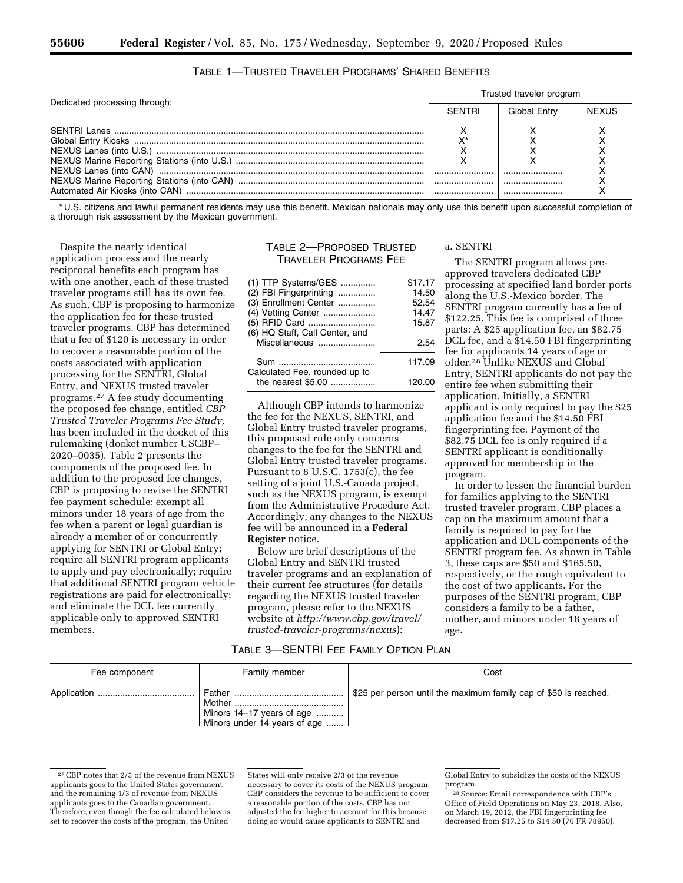TABLE 1—TRUSTED TRAVELER PROGRAMS' SHARED BENEFITS

| Dedicated processing through: | Trusted traveler program | | |
|---|---|---|---|
| | SENTRI | Global Entry | NEXUS |
| SENTRI Lanes | X | X | X |
| Global Entry Kiosks | X* | X | X |
| NEXUS Lanes (into U.S.) | X | X | X |
| NEXUS Marine Reporting Stations (into U.S.) | X | X | X |
| NEXUS Lanes (into CAN) | | | X |
| NEXUS Marine Reporting Stations (into CAN) | | | X |
| Automated Air Kiosks (into CAN) | | | X |

* U.S. citizens and lawful permanent residents may use this benefit. Mexican nationals may only use this benefit upon successful completion of a thorough risk assessment by the Mexican government.

Despite the nearly identical application process and the nearly reciprocal benefits each program has with one another, each of these trusted traveler programs still has its own fee. As such, CBP is proposing to harmonize the application fee for these trusted traveler programs. CBP has determined that a fee of $120 is necessary in order to recover a reasonable portion of the costs associated with application processing for the SENTRI, Global Entry, and NEXUS trusted traveler programs.[27] A fee study documenting the proposed fee change, entitled *CBP Trusted Traveler Programs Fee Study,* has been included in the docket of this rulemaking (docket number USCBP–2020–0035). Table 2 presents the components of the proposed fee. In addition to the proposed fee changes, CBP is proposing to revise the SENTRI fee payment schedule; exempt all minors under 18 years of age from the fee when a parent or legal guardian is already a member of or concurrently applying for SENTRI or Global Entry; require all SENTRI program applicants to apply and pay electronically; require that additional SENTRI program vehicle registrations are paid for electronically; and eliminate the DCL fee currently applicable only to approved SENTRI members.

TABLE 2—PROPOSED TRUSTED TRAVELER PROGRAMS FEE

| | |
|---|---|
| (1) TTP Systems/GES | $17.17 |
| (2) FBI Fingerprinting | 14.50 |
| (3) Enrollment Center | 52.54 |
| (4) Vetting Center | 14.47 |
| (5) RFID Card | 15.87 |
| (6) HQ Staff, Call Center, and Miscellaneous | 2.54 |
| Sum | 117.09 |
| Calculated Fee, rounded up to the nearest $5.00 | 120.00 |

Although CBP intends to harmonize the fee for the NEXUS, SENTRI, and Global Entry trusted traveler programs, this proposed rule only concerns changes to the fee for the SENTRI and Global Entry trusted traveler programs. Pursuant to 8 U.S.C. 1753(c), the fee setting of a joint U.S.-Canada project, such as the NEXUS program, is exempt from the Administrative Procedure Act. Accordingly, any changes to the NEXUS fee will be announced in a **Federal Register** notice.

Below are brief descriptions of the Global Entry and SENTRI trusted traveler programs and an explanation of their current fee structures (for details regarding the NEXUS trusted traveler program, please refer to the NEXUS website at *http://www.cbp.gov/travel/trusted-traveler-programs/nexus*):

a. SENTRI

The SENTRI program allows pre-approved travelers dedicated CBP processing at specified land border ports along the U.S.-Mexico border. The SENTRI program currently has a fee of $122.25. This fee is comprised of three parts: A $25 application fee, an $82.75 DCL fee, and a $14.50 FBI fingerprinting fee for applicants 14 years of age or older.[28] Unlike NEXUS and Global Entry, SENTRI applicants do not pay the entire fee when submitting their application. Initially, a SENTRI applicant is only required to pay the $25 application fee and the $14.50 FBI fingerprinting fee. Payment of the $82.75 DCL fee is only required if a SENTRI applicant is conditionally approved for membership in the program.

In order to lessen the financial burden for families applying to the SENTRI trusted traveler program, CBP places a cap on the maximum amount that a family is required to pay for the application and DCL components of the SENTRI program fee. As shown in Table 3, these caps are $50 and $165.50, respectively, or the rough equivalent to the cost of two applicants. For the purposes of the SENTRI program, CBP considers a family to be a father, mother, and minors under 18 years of age.

TABLE 3—SENTRI FEE FAMILY OPTION PLAN

| Fee component | Family member | Cost |
|---|---|---|
| Application | Father<br>Mother<br>Minors 14–17 years of age<br>Minors under 14 years of age | $25 per person until the maximum family cap of $50 is reached. |

[27] CBP notes that 2/3 of the revenue from NEXUS applicants goes to the United States government and the remaining 1/3 of revenue from NEXUS applicants goes to the Canadian government. Therefore, even though the fee calculated below is set to recover the costs of the program, the United States will only receive 2/3 of the revenue necessary to cover its costs of the NEXUS program. CBP considers the revenue to be sufficient to cover a reasonable portion of the costs. CBP has not adjusted the fee higher to account for this because doing so would cause applicants to SENTRI and Global Entry to subsidize the costs of the NEXUS program.

[28] Source: Email correspondence with CBP's Office of Field Operations on May 23, 2018. Also, on March 19, 2012, the FBI fingerprinting fee decreased from $17.25 to $14.50 (76 FR 78950).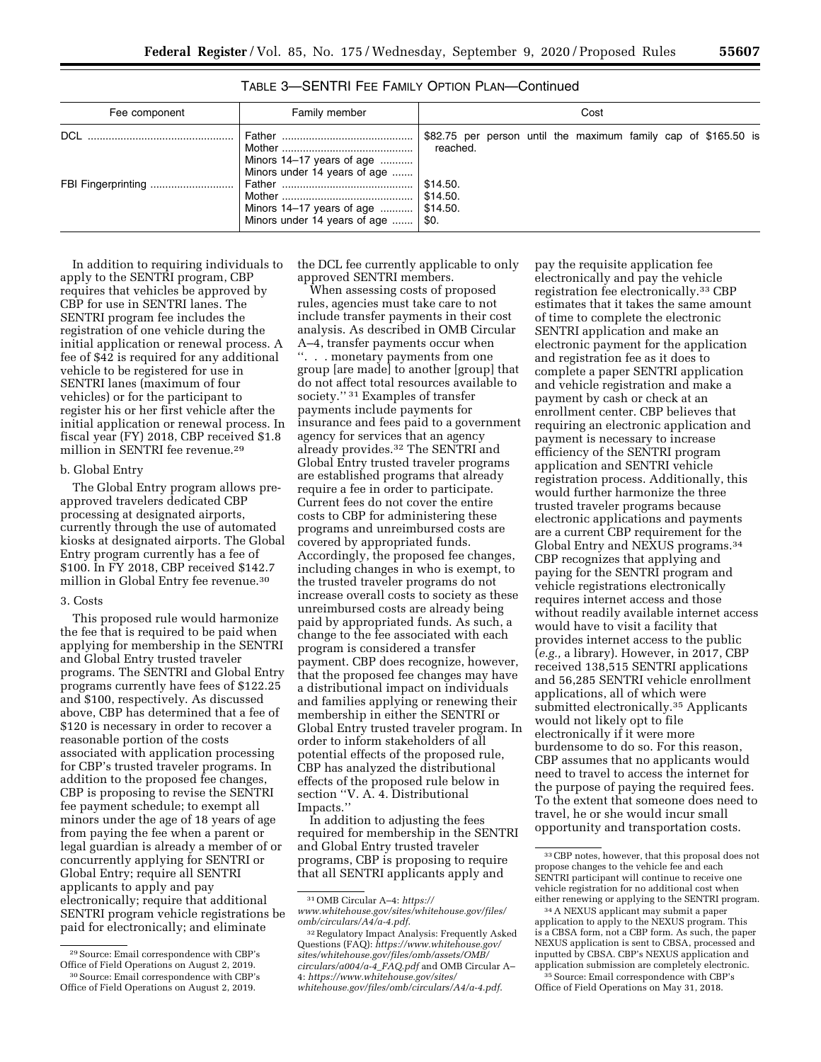TABLE 3—SENTRI FEE FAMILY OPTION PLAN—Continued

| Fee component | Family member | Cost |
| --- | --- | --- |
| DCL | Father<br>Mother<br>Minors 14–17 years of age<br>Minors under 14 years of age | $82.75 per person until the maximum family cap of $165.50 is reached. |
| FBI Fingerprinting | Father | $14.50. |
| | Mother | $14.50. |
| | Minors 14–17 years of age | $14.50. |
| | Minors under 14 years of age | $0. |

In addition to requiring individuals to apply to the SENTRI program, CBP requires that vehicles be approved by CBP for use in SENTRI lanes. The SENTRI program fee includes the registration of one vehicle during the initial application or renewal process. A fee of $42 is required for any additional vehicle to be registered for use in SENTRI lanes (maximum of four vehicles) or for the participant to register his or her first vehicle after the initial application or renewal process. In fiscal year (FY) 2018, CBP received $1.8 million in SENTRI fee revenue.[29]

b. Global Entry

The Global Entry program allows pre-approved travelers dedicated CBP processing at designated airports, currently through the use of automated kiosks at designated airports. The Global Entry program currently has a fee of $100. In FY 2018, CBP received $142.7 million in Global Entry fee revenue.[30]

3. Costs

This proposed rule would harmonize the fee that is required to be paid when applying for membership in the SENTRI and Global Entry trusted traveler programs. The SENTRI and Global Entry programs currently have fees of $122.25 and $100, respectively. As discussed above, CBP has determined that a fee of $120 is necessary in order to recover a reasonable portion of the costs associated with application processing for CBP's trusted traveler programs. In addition to the proposed fee changes, CBP is proposing to revise the SENTRI fee payment schedule; to exempt all minors under the age of 18 years of age from paying the fee when a parent or legal guardian is already a member of or concurrently applying for SENTRI or Global Entry; require all SENTRI applicants to apply and pay electronically; require that additional SENTRI program vehicle registrations be paid for electronically; and eliminate the DCL fee currently applicable to only approved SENTRI members.

When assessing costs of proposed rules, agencies must take care to not include transfer payments in their cost analysis. As described in OMB Circular A–4, transfer payments occur when ''. . . monetary payments from one group [are made] to another [group] that do not affect total resources available to society.''[31] Examples of transfer payments include payments for insurance and fees paid to a government agency for services that an agency already provides.[32] The SENTRI and Global Entry trusted traveler programs are established programs that already require a fee in order to participate. Current fees do not cover the entire costs to CBP for administering these programs and unreimbursed costs are covered by appropriated funds. Accordingly, the proposed fee changes, including changes in who is exempt, to the trusted traveler programs do not increase overall costs to society as these unreimbursed costs are already being paid by appropriated funds. As such, a change to the fee associated with each program is considered a transfer payment. CBP does recognize, however, that the proposed fee changes may have a distributional impact on individuals and families applying or renewing their membership in either the SENTRI or Global Entry trusted traveler program. In order to inform stakeholders of all potential effects of the proposed rule, CBP has analyzed the distributional effects of the proposed rule below in section ''V. A. 4. Distributional Impacts.''

In addition to adjusting the fees required for membership in the SENTRI and Global Entry trusted traveler programs, CBP is proposing to require that all SENTRI applicants apply and pay the requisite application fee electronically and pay the vehicle registration fee electronically.[33] CBP estimates that it takes the same amount of time to complete the electronic SENTRI application and make an electronic payment for the application and registration fee as it does to complete a paper SENTRI application and vehicle registration and make a payment by cash or check at an enrollment center. CBP believes that requiring an electronic application and payment is necessary to increase efficiency of the SENTRI program application and SENTRI vehicle registration process. Additionally, this would further harmonize the three trusted traveler programs because electronic applications and payments are a current CBP requirement for the Global Entry and NEXUS programs.[34] CBP recognizes that applying and paying for the SENTRI program and vehicle registrations electronically requires internet access and those without readily available internet access would have to visit a facility that provides internet access to the public (*e.g.,* a library). However, in 2017, CBP received 138,515 SENTRI applications and 56,285 SENTRI vehicle enrollment applications, all of which were submitted electronically.[35] Applicants would not likely opt to file electronically if it were more burdensome to do so. For this reason, CBP assumes that no applicants would need to travel to access the internet for the purpose of paying the required fees. To the extent that someone does need to travel, he or she would incur small opportunity and transportation costs.

---

[29] Source: Email correspondence with CBP's Office of Field Operations on August 2, 2019.

[30] Source: Email correspondence with CBP's Office of Field Operations on August 2, 2019.

[31] OMB Circular A–4: *https://www.whitehouse.gov/sites/whitehouse.gov/files/omb/circulars/A4/a-4.pdf*.

[32] Regulatory Impact Analysis: Frequently Asked Questions (FAQ): *https://www.whitehouse.gov/sites/whitehouse.gov/files/omb/assets/OMB/circulars/a004/a-4_FAQ.pdf* and OMB Circular A–4: *https://www.whitehouse.gov/sites/whitehouse.gov/files/omb/circulars/A4/a-4.pdf*.

[33] CBP notes, however, that this proposal does not propose changes to the vehicle fee and each SENTRI participant will continue to receive one vehicle registration for no additional cost when either renewing or applying to the SENTRI program.

[34] A NEXUS applicant may submit a paper application to apply to the NEXUS program. This is a CBSA form, not a CBP form. As such, the paper NEXUS application is sent to CBSA, processed and inputted by CBSA. CBP's NEXUS application and application submission are completely electronic.

[35] Source: Email correspondence with CBP's Office of Field Operations on May 31, 2018.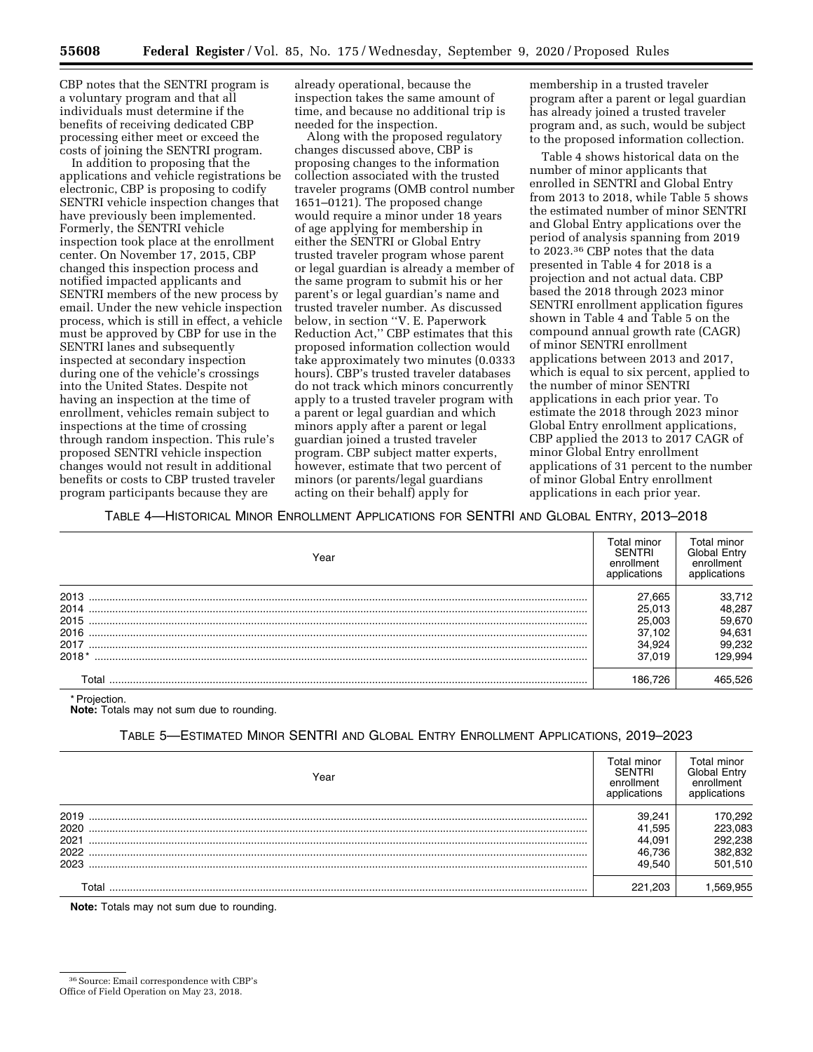CBP notes that the SENTRI program is a voluntary program and that all individuals must determine if the benefits of receiving dedicated CBP processing either meet or exceed the costs of joining the SENTRI program.

In addition to proposing that the applications and vehicle registrations be electronic, CBP is proposing to codify SENTRI vehicle inspection changes that have previously been implemented. Formerly, the SENTRI vehicle inspection took place at the enrollment center. On November 17, 2015, CBP changed this inspection process and notified impacted applicants and SENTRI members of the new process by email. Under the new vehicle inspection process, which is still in effect, a vehicle must be approved by CBP for use in the SENTRI lanes and subsequently inspected at secondary inspection during one of the vehicle's crossings into the United States. Despite not having an inspection at the time of enrollment, vehicles remain subject to inspections at the time of crossing through random inspection. This rule's proposed SENTRI vehicle inspection changes would not result in additional benefits or costs to CBP trusted traveler program participants because they are already operational, because the inspection takes the same amount of time, and because no additional trip is needed for the inspection.

Along with the proposed regulatory changes discussed above, CBP is proposing changes to the information collection associated with the trusted traveler programs (OMB control number 1651–0121). The proposed change would require a minor under 18 years of age applying for membership in either the SENTRI or Global Entry trusted traveler program whose parent or legal guardian is already a member of the same program to submit his or her parent's or legal guardian's name and trusted traveler number. As discussed below, in section "V. E. Paperwork Reduction Act," CBP estimates that this proposed information collection would take approximately two minutes (0.0333 hours). CBP's trusted traveler databases do not track which minors concurrently apply to a trusted traveler program with a parent or legal guardian and which minors apply after a parent or legal guardian joined a trusted traveler program. CBP subject matter experts, however, estimate that two percent of minors (or parents/legal guardians acting on their behalf) apply for membership in a trusted traveler program after a parent or legal guardian has already joined a trusted traveler program and, as such, would be subject to the proposed information collection.

Table 4 shows historical data on the number of minor applicants that enrolled in SENTRI and Global Entry from 2013 to 2018, while Table 5 shows the estimated number of minor SENTRI and Global Entry applications over the period of analysis spanning from 2019 to 2023.[36] CBP notes that the data presented in Table 4 for 2018 is a projection and not actual data. CBP based the 2018 through 2023 minor SENTRI enrollment application figures shown in Table 4 and Table 5 on the compound annual growth rate (CAGR) of minor SENTRI enrollment applications between 2013 and 2017, which is equal to six percent, applied to the number of minor SENTRI applications in each prior year. To estimate the 2018 through 2023 minor Global Entry enrollment applications, CBP applied the 2013 to 2017 CAGR of minor Global Entry enrollment applications of 31 percent to the number of minor Global Entry enrollment applications in each prior year.

TABLE 4—HISTORICAL MINOR ENROLLMENT APPLICATIONS FOR SENTRI AND GLOBAL ENTRY, 2013–2018

| Year | Total minor SENTRI enrollment applications | Total minor Global Entry enrollment applications |
|---|---|---|
| 2013 | 27,665 | 33,712 |
| 2014 | 25,013 | 48,287 |
| 2015 | 25,003 | 59,670 |
| 2016 | 37,102 | 94,631 |
| 2017 | 34,924 | 99,232 |
| 2018* | 37,019 | 129,994 |
| Total | 186,726 | 465,526 |

* Projection.
**Note:** Totals may not sum due to rounding.

TABLE 5—ESTIMATED MINOR SENTRI AND GLOBAL ENTRY ENROLLMENT APPLICATIONS, 2019–2023

| Year | Total minor SENTRI enrollment applications | Total minor Global Entry enrollment applications |
|---|---|---|
| 2019 | 39,241 | 170,292 |
| 2020 | 41,595 | 223,083 |
| 2021 | 44,091 | 292,238 |
| 2022 | 46,736 | 382,832 |
| 2023 | 49,540 | 501,510 |
| Total | 221,203 | 1,569,955 |

**Note:** Totals may not sum due to rounding.

[36] Source: Email correspondence with CBP's Office of Field Operation on May 23, 2018.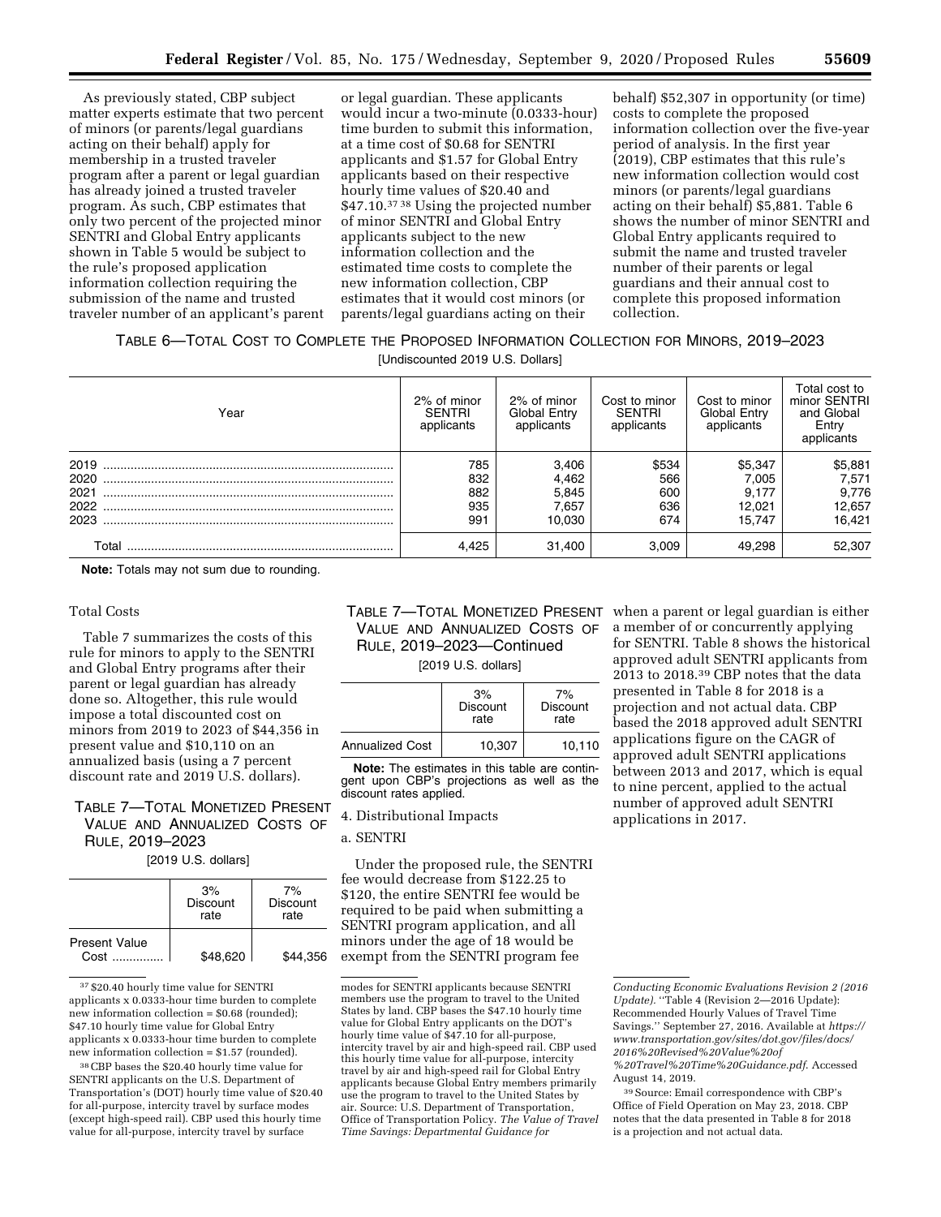As previously stated, CBP subject matter experts estimate that two percent of minors (or parents/legal guardians acting on their behalf) apply for membership in a trusted traveler program after a parent or legal guardian has already joined a trusted traveler program. As such, CBP estimates that only two percent of the projected minor SENTRI and Global Entry applicants shown in Table 5 would be subject to the rule's proposed application information collection requiring the submission of the name and trusted traveler number of an applicant's parent or legal guardian. These applicants would incur a two-minute (0.0333-hour) time burden to submit this information, at a time cost of $0.68 for SENTRI applicants and $1.57 for Global Entry applicants based on their respective hourly time values of $20.40 and $47.10.[37] [38] Using the projected number of minor SENTRI and Global Entry applicants subject to the new information collection and the estimated time costs to complete the new information collection, CBP estimates that it would cost minors (or parents/legal guardians acting on their behalf) $52,307 in opportunity (or time) costs to complete the proposed information collection over the five-year period of analysis. In the first year (2019), CBP estimates that this rule's new information collection would cost minors (or parents/legal guardians acting on their behalf) $5,881. Table 6 shows the number of minor SENTRI and Global Entry applicants required to submit the name and trusted traveler number of their parents or legal guardians and their annual cost to complete this proposed information collection.

TABLE 6—TOTAL COST TO COMPLETE THE PROPOSED INFORMATION COLLECTION FOR MINORS, 2019–2023

[Undiscounted 2019 U.S. Dollars]

| Year | 2% of minor SENTRI applicants | 2% of minor Global Entry applicants | Cost to minor SENTRI applicants | Cost to minor Global Entry applicants | Total cost to minor SENTRI and Global Entry applicants |
|---|---|---|---|---|---|
| 2019 | 785 | 3,406 | $534 | $5,347 | $5,881 |
| 2020 | 832 | 4,462 | 566 | 7,005 | 7,571 |
| 2021 | 882 | 5,845 | 600 | 9,177 | 9,776 |
| 2022 | 935 | 7,657 | 636 | 12,021 | 12,657 |
| 2023 | 991 | 10,030 | 674 | 15,747 | 16,421 |
| Total | 4,425 | 31,400 | 3,009 | 49,298 | 52,307 |

**Note:** Totals may not sum due to rounding.

Total Costs

Table 7 summarizes the costs of this rule for minors to apply to the SENTRI and Global Entry programs after their parent or legal guardian has already done so. Altogether, this rule would impose a total discounted cost on minors from 2019 to 2023 of $44,356 in present value and $10,110 on an annualized basis (using a 7 percent discount rate and 2019 U.S. dollars).

TABLE 7—TOTAL MONETIZED PRESENT VALUE AND ANNUALIZED COSTS OF RULE, 2019–2023

[2019 U.S. dollars]

| | 3% Discount rate | 7% Discount rate |
|---|---|---|
| Present Value Cost | $48,620 | $44,356 |
| Annualized Cost | 10,307 | 10,110 |

**Note:** The estimates in this table are contingent upon CBP's projections as well as the discount rates applied.

4. Distributional Impacts

a. SENTRI

Under the proposed rule, the SENTRI fee would decrease from $122.25 to $120, the entire SENTRI fee would be required to be paid when submitting a SENTRI program application, and all minors under the age of 18 would be exempt from the SENTRI program fee when a parent or legal guardian is either a member of or concurrently applying for SENTRI. Table 8 shows the historical approved adult SENTRI applicants from 2013 to 2018.[39] CBP notes that the data presented in Table 8 for 2018 is a projection and not actual data. CBP based the 2018 approved adult SENTRI applications figure on the CAGR of approved adult SENTRI applications between 2013 and 2017, which is equal to nine percent, applied to the actual number of approved adult SENTRI applications in 2017.

[37] $20.40 hourly time value for SENTRI applicants x 0.0333-hour time burden to complete new information collection = $0.68 (rounded); $47.10 hourly time value for Global Entry applicants x 0.0333-hour time burden to complete new information collection = $1.57 (rounded).

[38] CBP bases the $20.40 hourly time value for SENTRI applicants on the U.S. Department of Transportation's (DOT) hourly time value of $20.40 for all-purpose, intercity travel by surface modes (except high-speed rail). CBP used this hourly time value for all-purpose, intercity travel by surface modes for SENTRI applicants because SENTRI members use the program to travel to the United States by land. CBP bases the $47.10 hourly time value for Global Entry applicants on the DOT's hourly time value of $47.10 for all-purpose, intercity travel by air and high-speed rail. CBP used this hourly time value for all-purpose, intercity travel by air and high-speed rail for Global Entry applicants because Global Entry members primarily use the program to travel to the United States by air. Source: U.S. Department of Transportation, Office of Transportation Policy. *The Value of Travel Time Savings: Departmental Guidance for Conducting Economic Evaluations Revision 2 (2016 Update).* "Table 4 (Revision 2—2016 Update): Recommended Hourly Values of Travel Time Savings." September 27, 2016. Available at *https://www.transportation.gov/sites/dot.gov/files/docs/2016%20Revised%20Value%20of%20Travel%20Time%20Guidance.pdf.* Accessed August 14, 2019.

[39] Source: Email correspondence with CBP's Office of Field Operation on May 23, 2018. CBP notes that the data presented in Table 8 for 2018 is a projection and not actual data.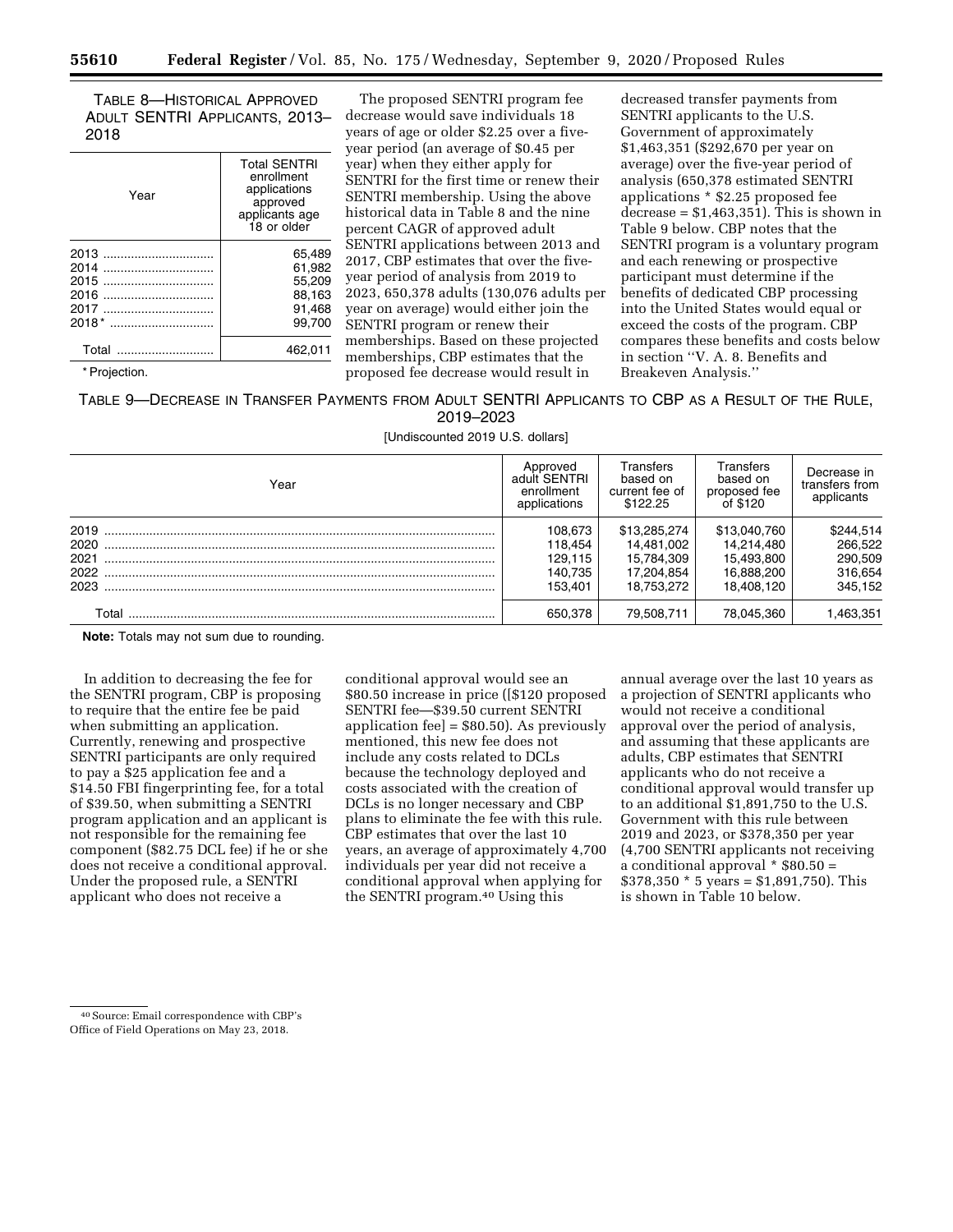TABLE 8—HISTORICAL APPROVED ADULT SENTRI APPLICANTS, 2013–2018

| Year | Total SENTRI enrollment applications approved applicants age 18 or older |
|---|---|
| 2013 | 65,489 |
| 2014 | 61,982 |
| 2015 | 55,209 |
| 2016 | 88,163 |
| 2017 | 91,468 |
| 2018* | 99,700 |
| Total | 462,011 |

* Projection.

The proposed SENTRI program fee decrease would save individuals 18 years of age or older $2.25 over a five-year period (an average of $0.45 per year) when they either apply for SENTRI for the first time or renew their SENTRI membership. Using the above historical data in Table 8 and the nine percent CAGR of approved adult SENTRI applications between 2013 and 2017, CBP estimates that over the five-year period of analysis from 2019 to 2023, 650,378 adults (130,076 adults per year on average) would either join the SENTRI program or renew their memberships. Based on these projected memberships, CBP estimates that the proposed fee decrease would result in decreased transfer payments from SENTRI applicants to the U.S. Government of approximately $1,463,351 ($292,670 per year on average) over the five-year period of analysis (650,378 estimated SENTRI applications * $2.25 proposed fee decrease = $1,463,351). This is shown in Table 9 below. CBP notes that the SENTRI program is a voluntary program and each renewing or prospective participant must determine if the benefits of dedicated CBP processing into the United States would equal or exceed the costs of the program. CBP compares these benefits and costs below in section ''V. A. 8. Benefits and Breakeven Analysis.''

TABLE 9—DECREASE IN TRANSFER PAYMENTS FROM ADULT SENTRI APPLICANTS TO CBP AS A RESULT OF THE RULE, 2019–2023

[Undiscounted 2019 U.S. dollars]

| Year | Approved adult SENTRI enrollment applications | Transfers based on current fee of $122.25 | Transfers based on proposed fee of $120 | Decrease in transfers from applicants |
|---|---|---|---|---|
| 2019 | 108,673 | $13,285,274 | $13,040,760 | $244,514 |
| 2020 | 118,454 | 14,481,002 | 14,214,480 | 266,522 |
| 2021 | 129,115 | 15,784,309 | 15,493,800 | 290,509 |
| 2022 | 140,735 | 17,204,854 | 16,888,200 | 316,654 |
| 2023 | 153,401 | 18,753,272 | 18,408,120 | 345,152 |
| Total | 650,378 | 79,508,711 | 78,045,360 | 1,463,351 |

**Note:** Totals may not sum due to rounding.

In addition to decreasing the fee for the SENTRI program, CBP is proposing to require that the entire fee be paid when submitting an application. Currently, renewing and prospective SENTRI participants are only required to pay a $25 application fee and a $14.50 FBI fingerprinting fee, for a total of $39.50, when submitting a SENTRI program application and an applicant is not responsible for the remaining fee component ($82.75 DCL fee) if he or she does not receive a conditional approval. Under the proposed rule, a SENTRI applicant who does not receive a conditional approval would see an $80.50 increase in price ([$120 proposed SENTRI fee—$39.50 current SENTRI application fee] = $80.50). As previously mentioned, this new fee does not include any costs related to DCLs because the technology deployed and costs associated with the creation of DCLs is no longer necessary and CBP plans to eliminate the fee with this rule. CBP estimates that over the last 10 years, an average of approximately 4,700 individuals per year did not receive a conditional approval when applying for the SENTRI program.[40] Using this annual average over the last 10 years as a projection of SENTRI applicants who would not receive a conditional approval over the period of analysis, and assuming that these applicants are adults, CBP estimates that SENTRI applicants who do not receive a conditional approval would transfer up to an additional $1,891,750 to the U.S. Government with this rule between 2019 and 2023, or $378,350 per year (4,700 SENTRI applicants not receiving a conditional approval * $80.50 = $378,350 * 5 years = $1,891,750). This is shown in Table 10 below.

[40] Source: Email correspondence with CBP's Office of Field Operations on May 23, 2018.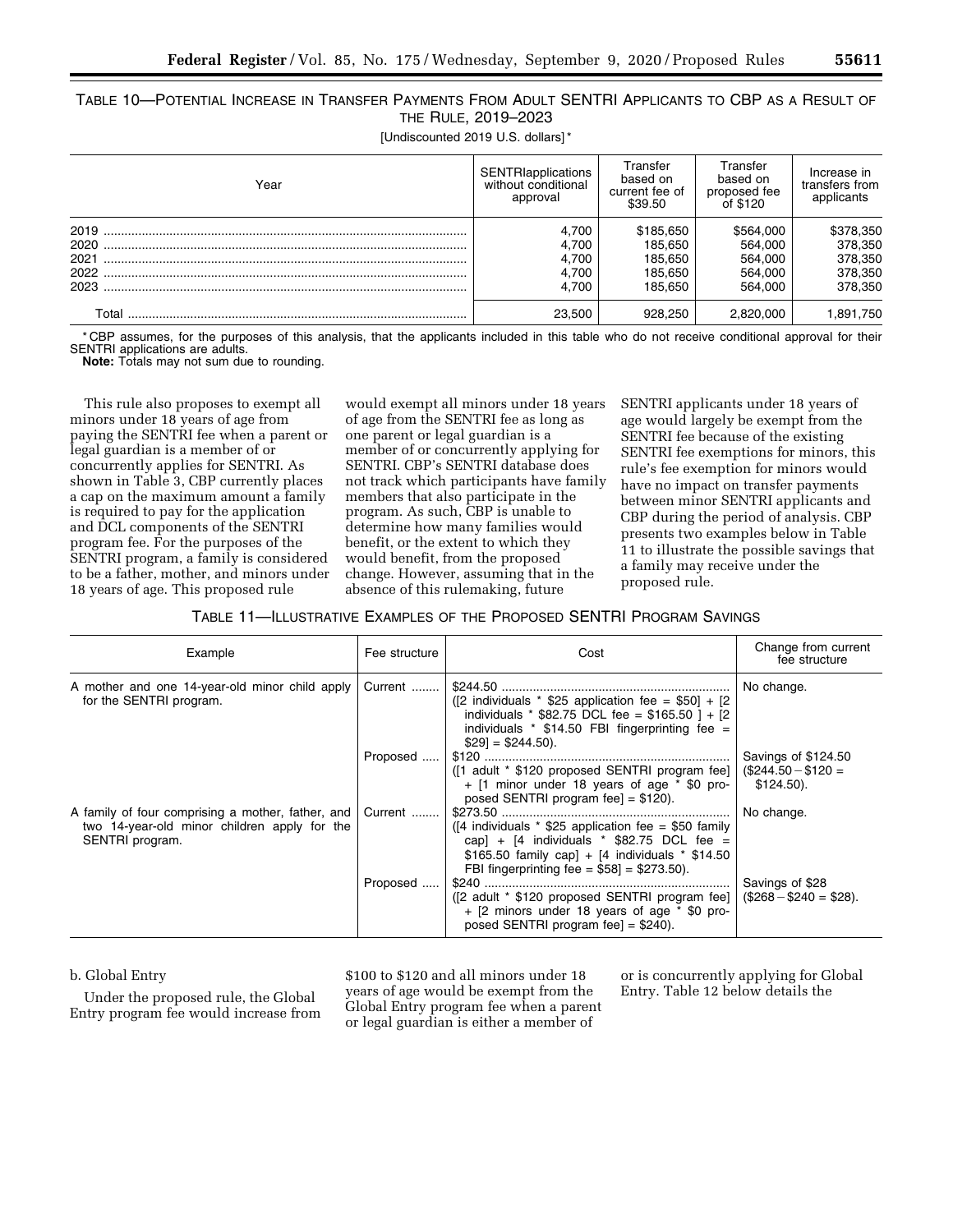TABLE 10—POTENTIAL INCREASE IN TRANSFER PAYMENTS FROM ADULT SENTRI APPLICANTS TO CBP AS A RESULT OF THE RULE, 2019–2023

[Undiscounted 2019 U.S. dollars] *

| Year | SENTRIapplications without conditional approval | Transfer based on current fee of $39.50 | Transfer based on proposed fee of $120 | Increase in transfers from applicants |
|---|---|---|---|---|
| 2019 | 4,700 | $185,650 | $564,000 | $378,350 |
| 2020 | 4,700 | 185,650 | 564,000 | 378,350 |
| 2021 | 4,700 | 185,650 | 564,000 | 378,350 |
| 2022 | 4,700 | 185,650 | 564,000 | 378,350 |
| 2023 | 4,700 | 185,650 | 564,000 | 378,350 |
| Total | 23,500 | 928,250 | 2,820,000 | 1,891,750 |

* CBP assumes, for the purposes of this analysis, that the applicants included in this table who do not receive conditional approval for their SENTRI applications are adults.

**Note:** Totals may not sum due to rounding.

This rule also proposes to exempt all minors under 18 years of age from paying the SENTRI fee when a parent or legal guardian is a member of or concurrently applies for SENTRI. As shown in Table 3, CBP currently places a cap on the maximum amount a family is required to pay for the application and DCL components of the SENTRI program fee. For the purposes of the SENTRI program, a family is considered to be a father, mother, and minors under 18 years of age. This proposed rule would exempt all minors under 18 years of age from the SENTRI fee as long as one parent or legal guardian is a member of or concurrently applying for SENTRI. CBP's SENTRI database does not track which participants have family members that also participate in the program. As such, CBP is unable to determine how many families would benefit, or the extent to which they would benefit, from the proposed change. However, assuming that in the absence of this rulemaking, future SENTRI applicants under 18 years of age would largely be exempt from the SENTRI fee because of the existing SENTRI fee exemptions for minors, this rule's fee exemption for minors would have no impact on transfer payments between minor SENTRI applicants and CBP during the period of analysis. CBP presents two examples below in Table 11 to illustrate the possible savings that a family may receive under the proposed rule.

TABLE 11—ILLUSTRATIVE EXAMPLES OF THE PROPOSED SENTRI PROGRAM SAVINGS

| Example | Fee structure | Cost | Change from current fee structure |
|---|---|---|---|
| A mother and one 14-year-old minor child apply for the SENTRI program. | Current | $244.50 ([2 individuals * $25 application fee = $50] + [2 individuals * $82.75 DCL fee = $165.50 ] + [2 individuals * $14.50 FBI fingerprinting fee = $29] = $244.50). | No change. |
| | Proposed | $120 ([1 adult * $120 proposed SENTRI program fee] + [1 minor under 18 years of age * $0 proposed SENTRI program fee] = $120). | Savings of $124.50 ($244.50 − $120 = $124.50). |
| A family of four comprising a mother, father, and two 14-year-old minor children apply for the SENTRI program. | Current | $273.50 ([4 individuals * $25 application fee = $50 family cap] + [4 individuals * $82.75 DCL fee = $165.50 family cap] + [4 individuals * $14.50 FBI fingerprinting fee = $58] = $273.50). | No change. |
| | Proposed | $240 ([2 adult * $120 proposed SENTRI program fee] + [2 minors under 18 years of age * $0 proposed SENTRI program fee] = $240). | Savings of $28 ($268 − $240 = $28). |

b. Global Entry

Under the proposed rule, the Global Entry program fee would increase from $100 to $120 and all minors under 18 years of age would be exempt from the Global Entry program fee when a parent or legal guardian is either a member of or is concurrently applying for Global Entry. Table 12 below details the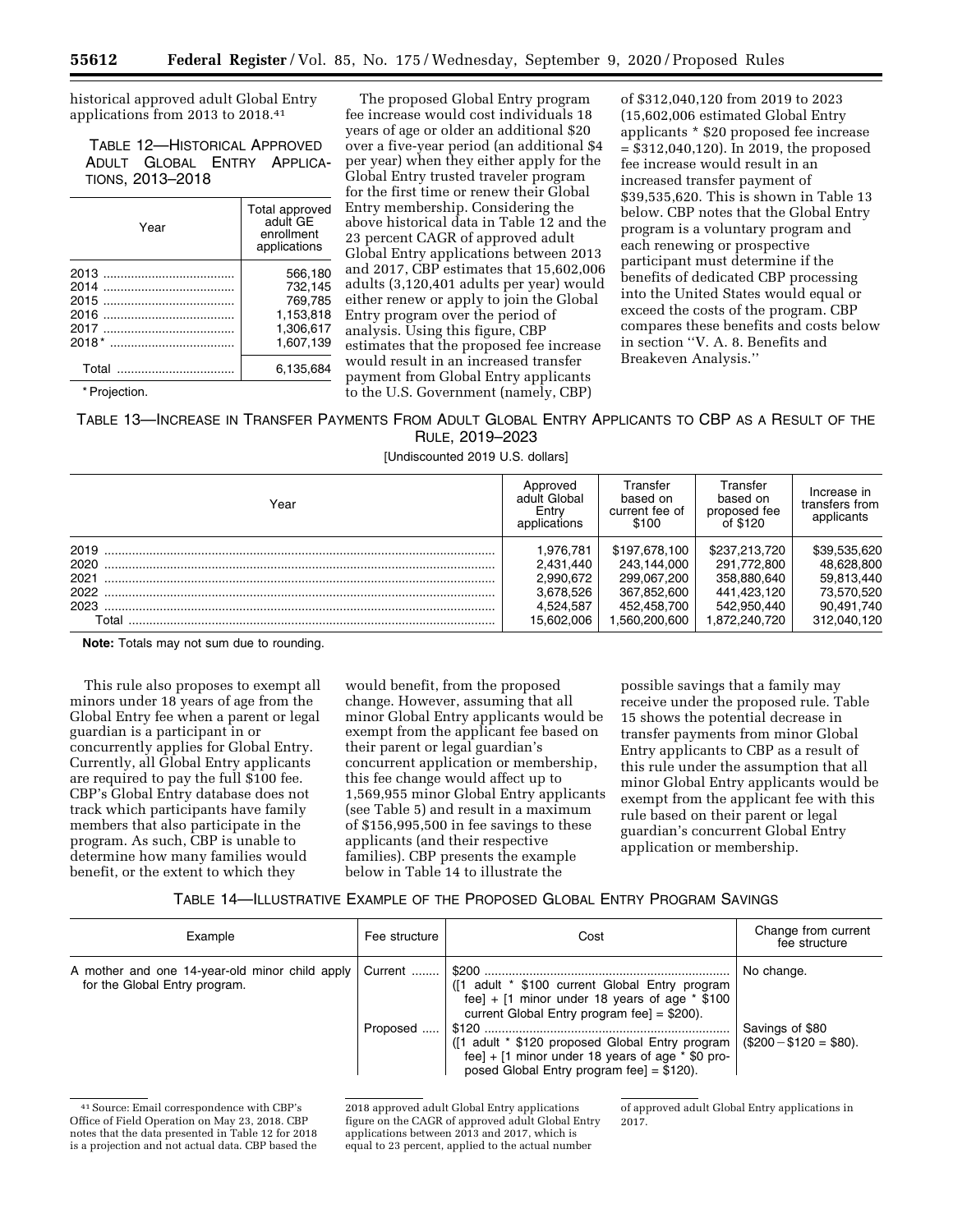historical approved adult Global Entry applications from 2013 to 2018.[41]

TABLE 12—HISTORICAL APPROVED ADULT GLOBAL ENTRY APPLICATIONS, 2013–2018

| Year | Total approved adult GE enrollment applications |
|---|---|
| 2013 | 566,180 |
| 2014 | 732,145 |
| 2015 | 769,785 |
| 2016 | 1,153,818 |
| 2017 | 1,306,617 |
| 2018* | 1,607,139 |
| Total | 6,135,684 |

\* Projection.

The proposed Global Entry program fee increase would cost individuals 18 years of age or older an additional $20 over a five-year period (an additional $4 per year) when they either apply for the Global Entry trusted traveler program for the first time or renew their Global Entry membership. Considering the above historical data in Table 12 and the 23 percent CAGR of approved adult Global Entry applications between 2013 and 2017, CBP estimates that 15,602,006 adults (3,120,401 adults per year) would either renew or apply to join the Global Entry program over the period of analysis. Using this figure, CBP estimates that the proposed fee increase would result in an increased transfer payment from Global Entry applicants to the U.S. Government (namely, CBP) of $312,040,120 from 2019 to 2023 (15,602,006 estimated Global Entry applicants * $20 proposed fee increase = $312,040,120). In 2019, the proposed fee increase would result in an increased transfer payment of $39,535,620. This is shown in Table 13 below. CBP notes that the Global Entry program is a voluntary program and each renewing or prospective participant must determine if the benefits of dedicated CBP processing into the United States would equal or exceed the costs of the program. CBP compares these benefits and costs below in section ''V. A. 8. Benefits and Breakeven Analysis.''

TABLE 13—INCREASE IN TRANSFER PAYMENTS FROM ADULT GLOBAL ENTRY APPLICANTS TO CBP AS A RESULT OF THE RULE, 2019–2023

[Undiscounted 2019 U.S. dollars]

| Year | Approved adult Global Entry applications | Transfer based on current fee of $100 | Transfer based on proposed fee of $120 | Increase in transfers from applicants |
|---|---|---|---|---|
| 2019 | 1,976,781 | $197,678,100 | $237,213,720 | $39,535,620 |
| 2020 | 2,431,440 | 243,144,000 | 291,772,800 | 48,628,800 |
| 2021 | 2,990,672 | 299,067,200 | 358,880,640 | 59,813,440 |
| 2022 | 3,678,526 | 367,852,600 | 441,423,120 | 73,570,520 |
| 2023 | 4,524,587 | 452,458,700 | 542,950,440 | 90,491,740 |
| Total | 15,602,006 | 1,560,200,600 | 1,872,240,720 | 312,040,120 |

**Note:** Totals may not sum due to rounding.

This rule also proposes to exempt all minors under 18 years of age from the Global Entry fee when a parent or legal guardian is a participant in or concurrently applies for Global Entry. Currently, all Global Entry applicants are required to pay the full $100 fee. CBP's Global Entry database does not track which participants have family members that also participate in the program. As such, CBP is unable to determine how many families would benefit, or the extent to which they would benefit, from the proposed change. However, assuming that all minor Global Entry applicants would be exempt from the applicant fee based on their parent or legal guardian's concurrent application or membership, this fee change would affect up to 1,569,955 minor Global Entry applicants (see Table 5) and result in a maximum of $156,995,500 in fee savings to these applicants (and their respective families). CBP presents the example below in Table 14 to illustrate the possible savings that a family may receive under the proposed rule. Table 15 shows the potential decrease in transfer payments from minor Global Entry applicants to CBP as a result of this rule under the assumption that all minor Global Entry applicants would be exempt from the applicant fee with this rule based on their parent or legal guardian's concurrent Global Entry application or membership.

TABLE 14—ILLUSTRATIVE EXAMPLE OF THE PROPOSED GLOBAL ENTRY PROGRAM SAVINGS

| Example | Fee structure | Cost | Change from current fee structure |
|---|---|---|---|
| A mother and one 14-year-old minor child apply for the Global Entry program. | Current | $200 ([1 adult * $100 current Global Entry program fee] + [1 minor under 18 years of age * $100 current Global Entry program fee] = $200). | No change. |
| | Proposed | $120 ([1 adult * $120 proposed Global Entry program fee] + [1 minor under 18 years of age * $0 proposed Global Entry program fee] = $120). | Savings of $80 ($200 − $120 = $80). |

[41] Source: Email correspondence with CBP's Office of Field Operation on May 23, 2018. CBP notes that the data presented in Table 12 for 2018 is a projection and not actual data. CBP based the 2018 approved adult Global Entry applications figure on the CAGR of approved adult Global Entry applications between 2013 and 2017, which is equal to 23 percent, applied to the actual number of approved adult Global Entry applications in 2017.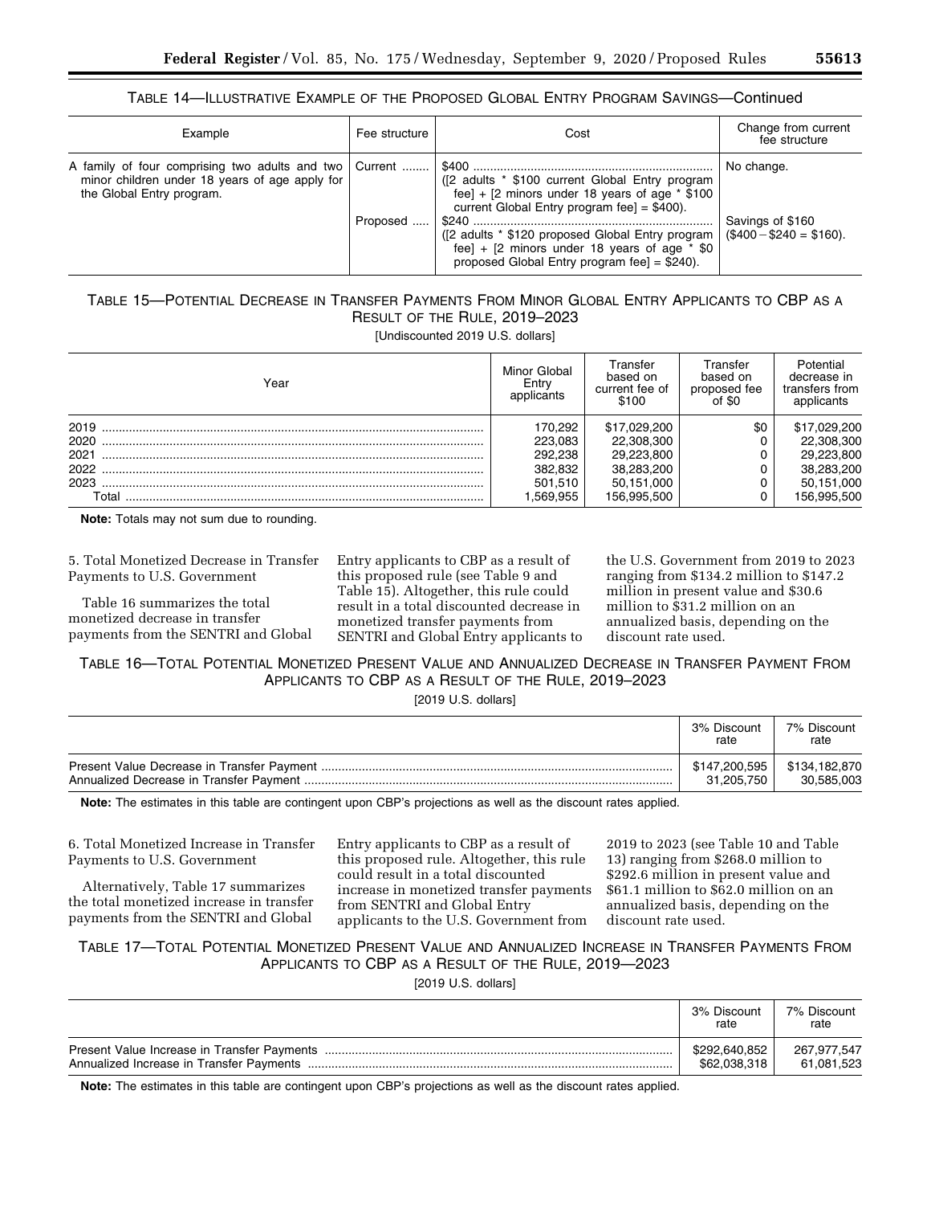TABLE 14—ILLUSTRATIVE EXAMPLE OF THE PROPOSED GLOBAL ENTRY PROGRAM SAVINGS—Continued

| Example | Fee structure | Cost | Change from current fee structure |
|---|---|---|---|
| A family of four comprising two adults and two minor children under 18 years of age apply for the Global Entry program. | Current | $400 ([2 adults * $100 current Global Entry program fee] + [2 minors under 18 years of age * $100 current Global Entry program fee] = $400). | No change. |
| | Proposed | $240 ([2 adults * $120 proposed Global Entry program fee] + [2 minors under 18 years of age * $0 proposed Global Entry program fee] = $240). | Savings of $160 ($400 − $240 = $160). |

TABLE 15—POTENTIAL DECREASE IN TRANSFER PAYMENTS FROM MINOR GLOBAL ENTRY APPLICANTS TO CBP AS A RESULT OF THE RULE, 2019–2023

[Undiscounted 2019 U.S. dollars]

| Year | Minor Global Entry applicants | Transfer based on current fee of $100 | Transfer based on proposed fee of $0 | Potential decrease in transfers from applicants |
|---|---|---|---|---|
| 2019 | 170,292 | $17,029,200 | $0 | $17,029,200 |
| 2020 | 223,083 | 22,308,300 | 0 | 22,308,300 |
| 2021 | 292,238 | 29,223,800 | 0 | 29,223,800 |
| 2022 | 382,832 | 38,283,200 | 0 | 38,283,200 |
| 2023 | 501,510 | 50,151,000 | 0 | 50,151,000 |
| Total | 1,569,955 | 156,995,500 | 0 | 156,995,500 |

**Note:** Totals may not sum due to rounding.

5. Total Monetized Decrease in Transfer Payments to U.S. Government

Table 16 summarizes the total monetized decrease in transfer payments from the SENTRI and Global Entry applicants to CBP as a result of this proposed rule (see Table 9 and Table 15). Altogether, this rule could result in a total discounted decrease in monetized transfer payments from SENTRI and Global Entry applicants to the U.S. Government from 2019 to 2023 ranging from $134.2 million to $147.2 million in present value and $30.6 million to $31.2 million on an annualized basis, depending on the discount rate used.

TABLE 16—TOTAL POTENTIAL MONETIZED PRESENT VALUE AND ANNUALIZED DECREASE IN TRANSFER PAYMENT FROM APPLICANTS TO CBP AS A RESULT OF THE RULE, 2019–2023

[2019 U.S. dollars]

| | 3% Discount rate | 7% Discount rate |
|---|---|---|
| Present Value Decrease in Transfer Payment | $147,200,595 | $134,182,870 |
| Annualized Decrease in Transfer Payment | 31,205,750 | 30,585,003 |

**Note:** The estimates in this table are contingent upon CBP's projections as well as the discount rates applied.

6. Total Monetized Increase in Transfer Payments to U.S. Government

Alternatively, Table 17 summarizes the total monetized increase in transfer payments from the SENTRI and Global Entry applicants to CBP as a result of this proposed rule. Altogether, this rule could result in a total discounted increase in monetized transfer payments from SENTRI and Global Entry applicants to the U.S. Government from 2019 to 2023 (see Table 10 and Table 13) ranging from $268.0 million to $292.6 million in present value and $61.1 million to $62.0 million on an annualized basis, depending on the discount rate used.

TABLE 17—TOTAL POTENTIAL MONETIZED PRESENT VALUE AND ANNUALIZED INCREASE IN TRANSFER PAYMENTS FROM APPLICANTS TO CBP AS A RESULT OF THE RULE, 2019—2023

[2019 U.S. dollars]

| | 3% Discount rate | 7% Discount rate |
|---|---|---|
| Present Value Increase in Transfer Payments | $292,640,852 | 267,977,547 |
| Annualized Increase in Transfer Payments | $62,038,318 | 61,081,523 |

**Note:** The estimates in this table are contingent upon CBP's projections as well as the discount rates applied.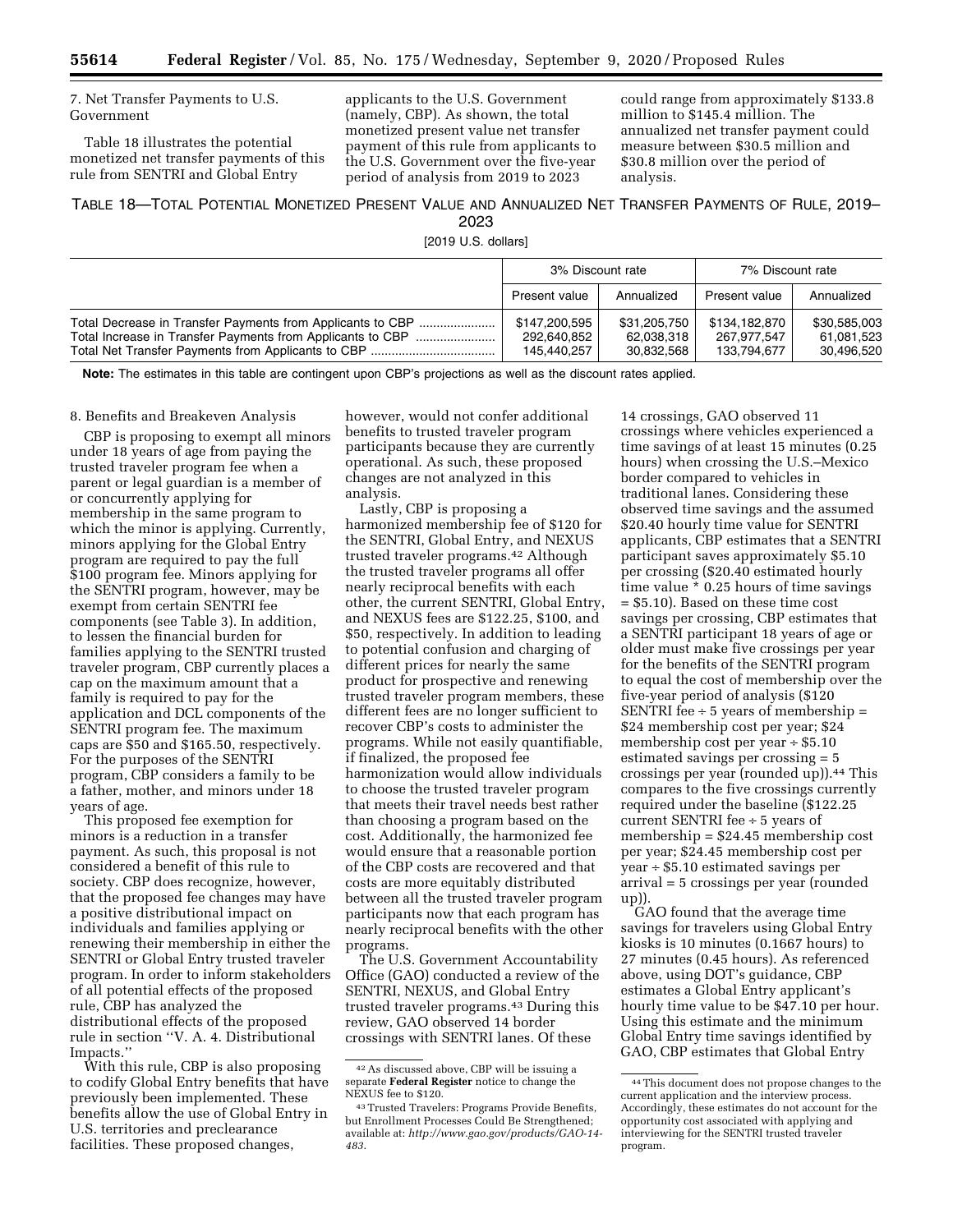7. Net Transfer Payments to U.S. Government

Table 18 illustrates the potential monetized net transfer payments of this rule from SENTRI and Global Entry applicants to the U.S. Government (namely, CBP). As shown, the total monetized present value net transfer payment of this rule from applicants to the U.S. Government over the five-year period of analysis from 2019 to 2023 could range from approximately $133.8 million to $145.4 million. The annualized net transfer payment could measure between $30.5 million and $30.8 million over the period of analysis.

TABLE 18—TOTAL POTENTIAL MONETIZED PRESENT VALUE AND ANNUALIZED NET TRANSFER PAYMENTS OF RULE, 2019–2023

[2019 U.S. dollars]

| | 3% Discount rate | | 7% Discount rate | |
|---|---|---|---|---|
| | Present value | Annualized | Present value | Annualized |
| Total Decrease in Transfer Payments from Applicants to CBP | $147,200,595 | $31,205,750 | $134,182,870 | $30,585,003 |
| Total Increase in Transfer Payments from Applicants to CBP | 292,640,852 | 62,038,318 | 267,977,547 | 61,081,523 |
| Total Net Transfer Payments from Applicants to CBP | 145,440,257 | 30,832,568 | 133,794,677 | 30,496,520 |

**Note:** The estimates in this table are contingent upon CBP's projections as well as the discount rates applied.

8. Benefits and Breakeven Analysis

CBP is proposing to exempt all minors under 18 years of age from paying the trusted traveler program fee when a parent or legal guardian is a member of or concurrently applying for membership in the same program to which the minor is applying. Currently, minors applying for the Global Entry program are required to pay the full $100 program fee. Minors applying for the SENTRI program, however, may be exempt from certain SENTRI fee components (see Table 3). In addition, to lessen the financial burden for families applying to the SENTRI trusted traveler program, CBP currently places a cap on the maximum amount that a family is required to pay for the application and DCL components of the SENTRI program fee. The maximum caps are $50 and $165.50, respectively. For the purposes of the SENTRI program, CBP considers a family to be a father, mother, and minors under 18 years of age.

This proposed fee exemption for minors is a reduction in a transfer payment. As such, this proposal is not considered a benefit of this rule to society. CBP does recognize, however, that the proposed fee changes may have a positive distributional impact on individuals and families applying or renewing their membership in either the SENTRI or Global Entry trusted traveler program. In order to inform stakeholders of all potential effects of the proposed rule, CBP has analyzed the distributional effects of the proposed rule in section "V. A. 4. Distributional Impacts."

With this rule, CBP is also proposing to codify Global Entry benefits that have previously been implemented. These benefits allow the use of Global Entry in U.S. territories and preclearance facilities. These proposed changes, however, would not confer additional benefits to trusted traveler program participants because they are currently operational. As such, these proposed changes are not analyzed in this analysis.

Lastly, CBP is proposing a harmonized membership fee of $120 for the SENTRI, Global Entry, and NEXUS trusted traveler programs.[42] Although the trusted traveler programs all offer nearly reciprocal benefits with each other, the current SENTRI, Global Entry, and NEXUS fees are $122.25, $100, and $50, respectively. In addition to leading to potential confusion and charging of different prices for nearly the same product for prospective and renewing trusted traveler program members, these different fees are no longer sufficient to recover CBP's costs to administer the programs. While not easily quantifiable, if finalized, the proposed fee harmonization would allow individuals to choose the trusted traveler program that meets their travel needs best rather than choosing a program based on the cost. Additionally, the harmonized fee would ensure that a reasonable portion of the CBP costs are recovered and that costs are more equitably distributed between all the trusted traveler program participants now that each program has nearly reciprocal benefits with the other programs.

The U.S. Government Accountability Office (GAO) conducted a review of the SENTRI, NEXUS, and Global Entry trusted traveler programs.[43] During this review, GAO observed 14 border crossings with SENTRI lanes. Of these 14 crossings, GAO observed 11 crossings where vehicles experienced a time savings of at least 15 minutes (0.25 hours) when crossing the U.S.–Mexico border compared to vehicles in traditional lanes. Considering these observed time savings and the assumed $20.40 hourly time value for SENTRI applicants, CBP estimates that a SENTRI participant saves approximately $5.10 per crossing ($20.40 estimated hourly time value * 0.25 hours of time savings = $5.10). Based on these time cost savings per crossing, CBP estimates that a SENTRI participant 18 years of age or older must make five crossings per year for the benefits of the SENTRI program to equal the cost of membership over the five-year period of analysis ($120 SENTRI fee ÷ 5 years of membership = $24 membership cost per year; $24 membership cost per year ÷ $5.10 estimated savings per crossing = 5 crossings per year (rounded up)).[44] This compares to the five crossings currently required under the baseline ($122.25 current SENTRI fee ÷ 5 years of membership = $24.45 membership cost per year; $24.45 membership cost per year ÷ $5.10 estimated savings per arrival = 5 crossings per year (rounded up)).

GAO found that the average time savings for travelers using Global Entry kiosks is 10 minutes (0.1667 hours) to 27 minutes (0.45 hours). As referenced above, using DOT's guidance, CBP estimates a Global Entry applicant's hourly time value to be $47.10 per hour. Using this estimate and the minimum Global Entry time savings identified by GAO, CBP estimates that Global Entry

[42] As discussed above, CBP will be issuing a separate **Federal Register** notice to change the NEXUS fee to $120.

[43] Trusted Travelers: Programs Provide Benefits, but Enrollment Processes Could Be Strengthened; available at: *http://www.gao.gov/products/GAO-14-483.*

[44] This document does not propose changes to the current application and the interview process. Accordingly, these estimates do not account for the opportunity cost associated with applying and interviewing for the SENTRI trusted traveler program.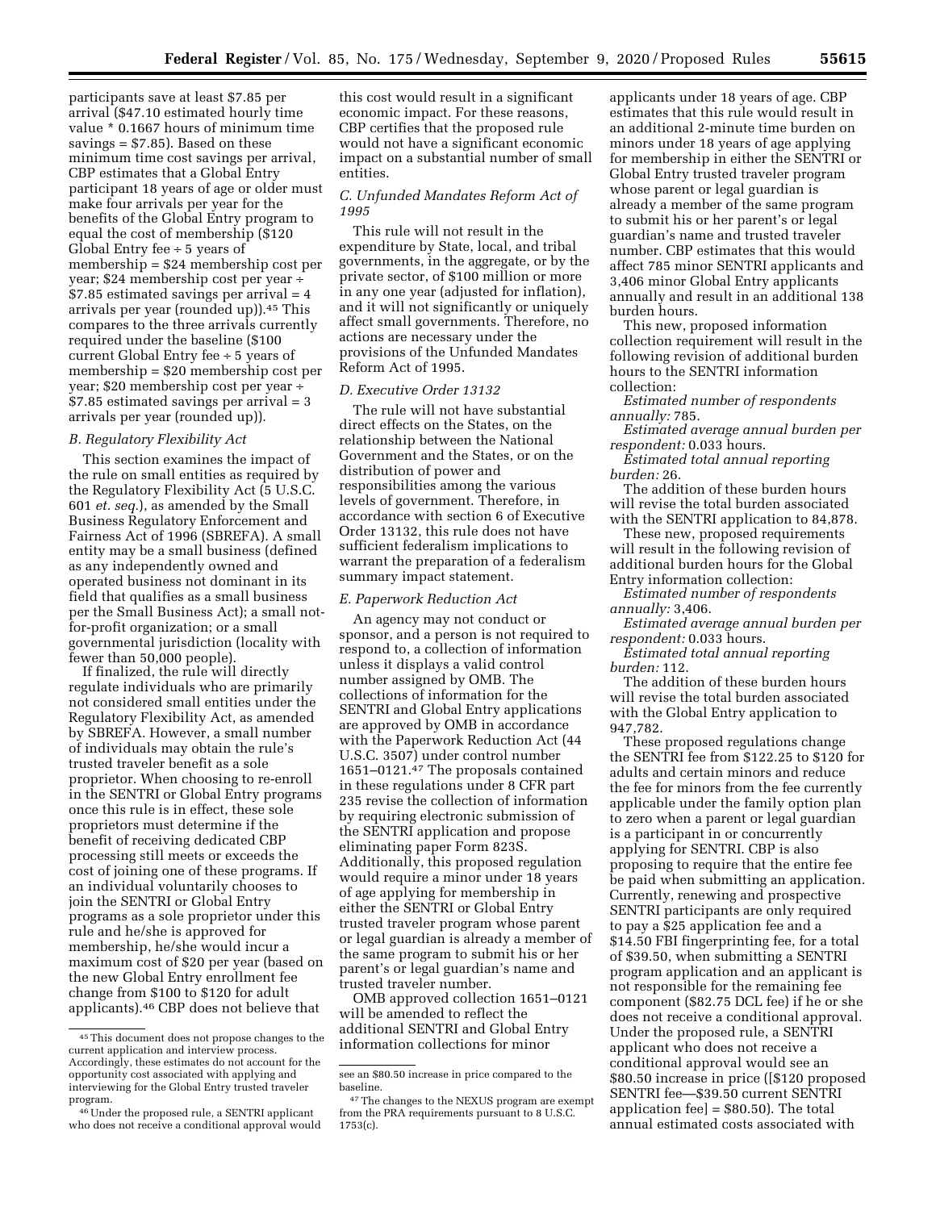participants save at least $7.85 per arrival ($47.10 estimated hourly time value * 0.1667 hours of minimum time savings = $7.85). Based on these minimum time cost savings per arrival, CBP estimates that a Global Entry participant 18 years of age or older must make four arrivals per year for the benefits of the Global Entry program to equal the cost of membership ($120 Global Entry fee ÷ 5 years of membership = $24 membership cost per year; $24 membership cost per year ÷ $7.85 estimated savings per arrival = 4 arrivals per year (rounded up)).[45] This compares to the three arrivals currently required under the baseline ($100 current Global Entry fee ÷ 5 years of membership = $20 membership cost per year; $20 membership cost per year ÷ $7.85 estimated savings per arrival = 3 arrivals per year (rounded up)).

### B. Regulatory Flexibility Act

This section examines the impact of the rule on small entities as required by the Regulatory Flexibility Act (5 U.S.C. 601 *et. seq.*), as amended by the Small Business Regulatory Enforcement and Fairness Act of 1996 (SBREFA). A small entity may be a small business (defined as any independently owned and operated business not dominant in its field that qualifies as a small business per the Small Business Act); a small not-for-profit organization; or a small governmental jurisdiction (locality with fewer than 50,000 people).

If finalized, the rule will directly regulate individuals who are primarily not considered small entities under the Regulatory Flexibility Act, as amended by SBREFA. However, a small number of individuals may obtain the rule's trusted traveler benefit as a sole proprietor. When choosing to re-enroll in the SENTRI or Global Entry programs once this rule is in effect, these sole proprietors must determine if the benefit of receiving dedicated CBP processing still meets or exceeds the cost of joining one of these programs. If an individual voluntarily chooses to join the SENTRI or Global Entry programs as a sole proprietor under this rule and he/she is approved for membership, he/she would incur a maximum cost of $20 per year (based on the new Global Entry enrollment fee change from $100 to $120 for adult applicants).[46] CBP does not believe that this cost would result in a significant economic impact. For these reasons, CBP certifies that the proposed rule would not have a significant economic impact on a substantial number of small entities.

### C. Unfunded Mandates Reform Act of 1995

This rule will not result in the expenditure by State, local, and tribal governments, in the aggregate, or by the private sector, of $100 million or more in any one year (adjusted for inflation), and it will not significantly or uniquely affect small governments. Therefore, no actions are necessary under the provisions of the Unfunded Mandates Reform Act of 1995.

### D. Executive Order 13132

The rule will not have substantial direct effects on the States, on the relationship between the National Government and the States, or on the distribution of power and responsibilities among the various levels of government. Therefore, in accordance with section 6 of Executive Order 13132, this rule does not have sufficient federalism implications to warrant the preparation of a federalism summary impact statement.

### E. Paperwork Reduction Act

An agency may not conduct or sponsor, and a person is not required to respond to, a collection of information unless it displays a valid control number assigned by OMB. The collections of information for the SENTRI and Global Entry applications are approved by OMB in accordance with the Paperwork Reduction Act (44 U.S.C. 3507) under control number 1651–0121.[47] The proposals contained in these regulations under 8 CFR part 235 revise the collection of information by requiring electronic submission of the SENTRI application and propose eliminating paper Form 823S. Additionally, this proposed regulation would require a minor under 18 years of age applying for membership in either the SENTRI or Global Entry trusted traveler program whose parent or legal guardian is already a member of the same program to submit his or her parent's or legal guardian's name and trusted traveler number.

OMB approved collection 1651–0121 will be amended to reflect the additional SENTRI and Global Entry information collections for minor applicants under 18 years of age. CBP estimates that this rule would result in an additional 2-minute time burden on minors under 18 years of age applying for membership in either the SENTRI or Global Entry trusted traveler program whose parent or legal guardian is already a member of the same program to submit his or her parent's or legal guardian's name and trusted traveler number. CBP estimates that this would affect 785 minor SENTRI applicants and 3,406 minor Global Entry applicants annually and result in an additional 138 burden hours.

This new, proposed information collection requirement will result in the following revision of additional burden hours to the SENTRI information collection:

*Estimated number of respondents annually:* 785.

*Estimated average annual burden per respondent:* 0.033 hours.

*Estimated total annual reporting burden:* 26.

The addition of these burden hours will revise the total burden associated with the SENTRI application to 84,878.

These new, proposed requirements will result in the following revision of additional burden hours for the Global Entry information collection:

*Estimated number of respondents annually:* 3,406.

*Estimated average annual burden per respondent:* 0.033 hours.

*Estimated total annual reporting burden:* 112.

The addition of these burden hours will revise the total burden associated with the Global Entry application to 947,782.

These proposed regulations change the SENTRI fee from $122.25 to $120 for adults and certain minors and reduce the fee for minors from the fee currently applicable under the family option plan to zero when a parent or legal guardian is a participant in or concurrently applying for SENTRI. CBP is also proposing to require that the entire fee be paid when submitting an application. Currently, renewing and prospective SENTRI participants are only required to pay a $25 application fee and a $14.50 FBI fingerprinting fee, for a total of $39.50, when submitting a SENTRI program application and an applicant is not responsible for the remaining fee component ($82.75 DCL fee) if he or she does not receive a conditional approval. Under the proposed rule, a SENTRI applicant who does not receive a conditional approval would see an $80.50 increase in price ([$120 proposed SENTRI fee—$39.50 current SENTRI application fee] = $80.50). The total annual estimated costs associated with

---

[45] This document does not propose changes to the current application and interview process. Accordingly, these estimates do not account for the opportunity cost associated with applying and interviewing for the Global Entry trusted traveler program.

[46] Under the proposed rule, a SENTRI applicant who does not receive a conditional approval would see an $80.50 increase in price compared to the baseline.

[47] The changes to the NEXUS program are exempt from the PRA requirements pursuant to 8 U.S.C. 1753(c).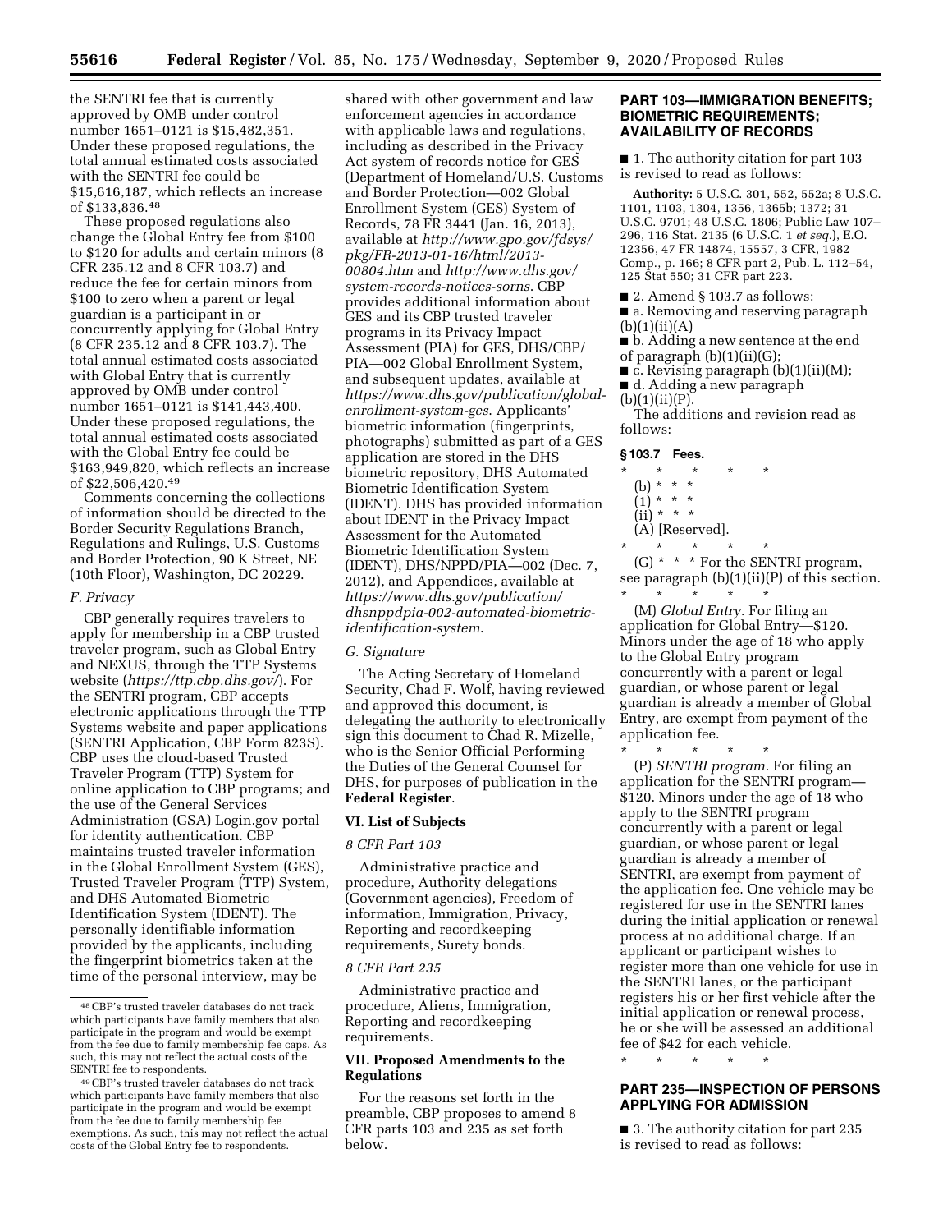the SENTRI fee that is currently approved by OMB under control number 1651–0121 is $15,482,351. Under these proposed regulations, the total annual estimated costs associated with the SENTRI fee could be $15,616,187, which reflects an increase of $133,836.[48]

These proposed regulations also change the Global Entry fee from $100 to $120 for adults and certain minors (8 CFR 235.12 and 8 CFR 103.7) and reduce the fee for certain minors from $100 to zero when a parent or legal guardian is a participant in or concurrently applying for Global Entry (8 CFR 235.12 and 8 CFR 103.7). The total annual estimated costs associated with Global Entry that is currently approved by OMB under control number 1651–0121 is $141,443,400. Under these proposed regulations, the total annual estimated costs associated with the Global Entry fee could be $163,949,820, which reflects an increase of $22,506,420.[49]

Comments concerning the collections of information should be directed to the Border Security Regulations Branch, Regulations and Rulings, U.S. Customs and Border Protection, 90 K Street, NE (10th Floor), Washington, DC 20229.

### *F. Privacy*

CBP generally requires travelers to apply for membership in a CBP trusted traveler program, such as Global Entry and NEXUS, through the TTP Systems website (*https://ttp.cbp.dhs.gov/*). For the SENTRI program, CBP accepts electronic applications through the TTP Systems website and paper applications (SENTRI Application, CBP Form 823S). CBP uses the cloud-based Trusted Traveler Program (TTP) System for online application to CBP programs; and the use of the General Services Administration (GSA) Login.gov portal for identity authentication. CBP maintains trusted traveler information in the Global Enrollment System (GES), Trusted Traveler Program (TTP) System, and DHS Automated Biometric Identification System (IDENT). The personally identifiable information provided by the applicants, including the fingerprint biometrics taken at the time of the personal interview, may be shared with other government and law enforcement agencies in accordance with applicable laws and regulations, including as described in the Privacy Act system of records notice for GES (Department of Homeland/U.S. Customs and Border Protection—002 Global Enrollment System (GES) System of Records, 78 FR 3441 (Jan. 16, 2013), available at *http://www.gpo.gov/fdsys/pkg/FR-2013-01-16/html/2013-00804.htm* and *http://www.dhs.gov/system-records-notices-sorns*. CBP provides additional information about GES and its CBP trusted traveler programs in its Privacy Impact Assessment (PIA) for GES, DHS/CBP/PIA—002 Global Enrollment System, and subsequent updates, available at *https://www.dhs.gov/publication/global-enrollment-system-ges*. Applicants' biometric information (fingerprints, photographs) submitted as part of a GES application are stored in the DHS biometric repository, DHS Automated Biometric Identification System (IDENT). DHS has provided information about IDENT in the Privacy Impact Assessment for the Automated Biometric Identification System (IDENT), DHS/NPPD/PIA—002 (Dec. 7, 2012), and Appendices, available at *https://www.dhs.gov/publication/dhsnppdpia-002-automated-biometric-identification-system*.

### *G. Signature*

The Acting Secretary of Homeland Security, Chad F. Wolf, having reviewed and approved this document, is delegating the authority to electronically sign this document to Chad R. Mizelle, who is the Senior Official Performing the Duties of the General Counsel for DHS, for purposes of publication in the **Federal Register**.

## VI. List of Subjects

### *8 CFR Part 103*

Administrative practice and procedure, Authority delegations (Government agencies), Freedom of information, Immigration, Privacy, Reporting and recordkeeping requirements, Surety bonds.

### *8 CFR Part 235*

Administrative practice and procedure, Aliens, Immigration, Reporting and recordkeeping requirements.

## VII. Proposed Amendments to the Regulations

For the reasons set forth in the preamble, CBP proposes to amend 8 CFR parts 103 and 235 as set forth below.

## PART 103—IMMIGRATION BENEFITS; BIOMETRIC REQUIREMENTS; AVAILABILITY OF RECORDS

■ 1. The authority citation for part 103 is revised to read as follows:

**Authority:** 5 U.S.C. 301, 552, 552a; 8 U.S.C. 1101, 1103, 1304, 1356, 1365b; 1372; 31 U.S.C. 9701; 48 U.S.C. 1806; Public Law 107–296, 116 Stat. 2135 (6 U.S.C. 1 *et seq.*), E.O. 12356, 47 FR 14874, 15557, 3 CFR, 1982 Comp., p. 166; 8 CFR part 2, Pub. L. 112–54, 125 Stat 550; 31 CFR part 223.

■ 2. Amend § 103.7 as follows:

■ a. Removing and reserving paragraph (b)(1)(ii)(A)

■ b. Adding a new sentence at the end of paragraph (b)(1)(ii)(G);

■ c. Revising paragraph (b)(1)(ii)(M);

■ d. Adding a new paragraph (b)(1)(ii)(P).

The additions and revision read as follows:

### § 103.7 Fees.

\* \* \* \* \*

(b) \* \* \*

(1) \* \* \*

(ii) \* \* \*

(A) [Reserved].

\* \* \* \* \*

(G) \* \* \* For the SENTRI program, see paragraph (b)(1)(ii)(P) of this section.

\* \* \* \* \*

(M) *Global Entry*. For filing an application for Global Entry—$120. Minors under the age of 18 who apply to the Global Entry program concurrently with a parent or legal guardian, or whose parent or legal guardian is already a member of Global Entry, are exempt from payment of the application fee.

\* \* \* \* \*

(P) *SENTRI program*. For filing an application for the SENTRI program—$120. Minors under the age of 18 who apply to the SENTRI program concurrently with a parent or legal guardian, or whose parent or legal guardian is already a member of SENTRI, are exempt from payment of the application fee. One vehicle may be registered for use in the SENTRI lanes during the initial application or renewal process at no additional charge. If an applicant or participant wishes to register more than one vehicle for use in the SENTRI lanes, or the participant registers his or her first vehicle after the initial application or renewal process, he or she will be assessed an additional fee of $42 for each vehicle.

\* \* \* \* \*

## PART 235—INSPECTION OF PERSONS APPLYING FOR ADMISSION

■ 3. The authority citation for part 235 is revised to read as follows:

---

[48] CBP's trusted traveler databases do not track which participants have family members that also participate in the program and would be exempt from the fee due to family membership fee caps. As such, this may not reflect the actual costs of the SENTRI fee to respondents.

[49] CBP's trusted traveler databases do not track which participants have family members that also participate in the program and would be exempt from the fee due to family membership fee exemptions. As such, this may not reflect the actual costs of the Global Entry fee to respondents.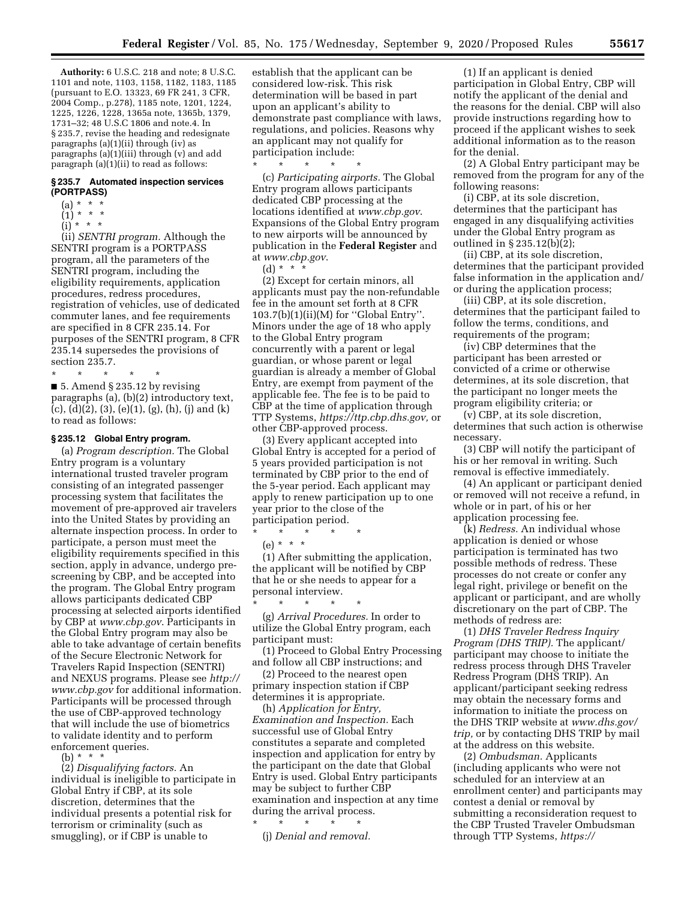**Authority:** 6 U.S.C. 218 and note; 8 U.S.C. 1101 and note, 1103, 1158, 1182, 1183, 1185 (pursuant to E.O. 13323, 69 FR 241, 3 CFR, 2004 Comp., p.278), 1185 note, 1201, 1224, 1225, 1226, 1228, 1365a note, 1365b, 1379, 1731–32; 48 U.S.C 1806 and note.4. In § 235.7, revise the heading and redesignate paragraphs (a)(1)(ii) through (iv) as paragraphs (a)(1)(iii) through (v) and add paragraph (a)(1)(ii) to read as follows:

### § 235.7 Automated inspection services (PORTPASS)

(a) * * *

(1) * * *

(i) * * *

(ii) *SENTRI program.* Although the SENTRI program is a PORTPASS program, all the parameters of the SENTRI program, including the eligibility requirements, application procedures, redress procedures, registration of vehicles, use of dedicated commuter lanes, and fee requirements are specified in 8 CFR 235.14. For purposes of the SENTRI program, 8 CFR 235.14 supersedes the provisions of section 235.7.

\* \* \* \* \*

■ 5. Amend § 235.12 by revising paragraphs (a), (b)(2) introductory text, (c), (d)(2), (3), (e)(1), (g), (h), (j) and (k) to read as follows:

### § 235.12 Global Entry program.

(a) *Program description.* The Global Entry program is a voluntary international trusted traveler program consisting of an integrated passenger processing system that facilitates the movement of pre-approved air travelers into the United States by providing an alternate inspection process. In order to participate, a person must meet the eligibility requirements specified in this section, apply in advance, undergo pre-screening by CBP, and be accepted into the program. The Global Entry program allows participants dedicated CBP processing at selected airports identified by CBP at *www.cbp.gov*. Participants in the Global Entry program may also be able to take advantage of certain benefits of the Secure Electronic Network for Travelers Rapid Inspection (SENTRI) and NEXUS programs. Please see *http://www.cbp.gov* for additional information. Participants will be processed through the use of CBP-approved technology that will include the use of biometrics to validate identity and to perform enforcement queries.

(b) * * *

(2) *Disqualifying factors.* An individual is ineligible to participate in Global Entry if CBP, at its sole discretion, determines that the individual presents a potential risk for terrorism or criminality (such as smuggling), or if CBP is unable to establish that the applicant can be considered low-risk. This risk determination will be based in part upon an applicant's ability to demonstrate past compliance with laws, regulations, and policies. Reasons why an applicant may not qualify for participation include:

\* \* \* \* \*

(c) *Participating airports.* The Global Entry program allows participants dedicated CBP processing at the locations identified at *www.cbp.gov*. Expansions of the Global Entry program to new airports will be announced by publication in the **Federal Register** and at *www.cbp.gov*.

(d) * * *

(2) Except for certain minors, all applicants must pay the non-refundable fee in the amount set forth at 8 CFR 103.7(b)(1)(ii)(M) for ''Global Entry''. Minors under the age of 18 who apply to the Global Entry program concurrently with a parent or legal guardian, or whose parent or legal guardian is already a member of Global Entry, are exempt from payment of the applicable fee. The fee is to be paid to CBP at the time of application through TTP Systems, *https://ttp.cbp.dhs.gov,* or other CBP-approved process.

(3) Every applicant accepted into Global Entry is accepted for a period of 5 years provided participation is not terminated by CBP prior to the end of the 5-year period. Each applicant may apply to renew participation up to one year prior to the close of the participation period.

\* \* \* \* \*

(e) * * *

(1) After submitting the application, the applicant will be notified by CBP that he or she needs to appear for a personal interview.

\* \* \* \* \*

(g) *Arrival Procedures.* In order to utilize the Global Entry program, each participant must:

(1) Proceed to Global Entry Processing and follow all CBP instructions; and

(2) Proceed to the nearest open primary inspection station if CBP determines it is appropriate.

(h) *Application for Entry, Examination and Inspection.* Each successful use of Global Entry constitutes a separate and completed inspection and application for entry by the participant on the date that Global Entry is used. Global Entry participants may be subject to further CBP examination and inspection at any time during the arrival process.

\* \* \* \* \*

(j) *Denial and removal.*

(1) If an applicant is denied participation in Global Entry, CBP will notify the applicant of the denial and the reasons for the denial. CBP will also provide instructions regarding how to proceed if the applicant wishes to seek additional information as to the reason for the denial.

(2) A Global Entry participant may be removed from the program for any of the following reasons:

(i) CBP, at its sole discretion, determines that the participant has engaged in any disqualifying activities under the Global Entry program as outlined in § 235.12(b)(2);

(ii) CBP, at its sole discretion, determines that the participant provided false information in the application and/or during the application process;

(iii) CBP, at its sole discretion, determines that the participant failed to follow the terms, conditions, and requirements of the program;

(iv) CBP determines that the participant has been arrested or convicted of a crime or otherwise determines, at its sole discretion, that the participant no longer meets the program eligibility criteria; or

(v) CBP, at its sole discretion, determines that such action is otherwise necessary.

(3) CBP will notify the participant of his or her removal in writing. Such removal is effective immediately.

(4) An applicant or participant denied or removed will not receive a refund, in whole or in part, of his or her application processing fee.

(k) *Redress.* An individual whose application is denied or whose participation is terminated has two possible methods of redress. These processes do not create or confer any legal right, privilege or benefit on the applicant or participant, and are wholly discretionary on the part of CBP. The methods of redress are:

(1) *DHS Traveler Redress Inquiry Program (DHS TRIP).* The applicant/participant may choose to initiate the redress process through DHS Traveler Redress Program (DHS TRIP). An applicant/participant seeking redress may obtain the necessary forms and information to initiate the process on the DHS TRIP website at *www.dhs.gov/trip,* or by contacting DHS TRIP by mail at the address on this website.

(2) *Ombudsman.* Applicants (including applicants who were not scheduled for an interview at an enrollment center) and participants may contest a denial or removal by submitting a reconsideration request to the CBP Trusted Traveler Ombudsman through TTP Systems, *https://*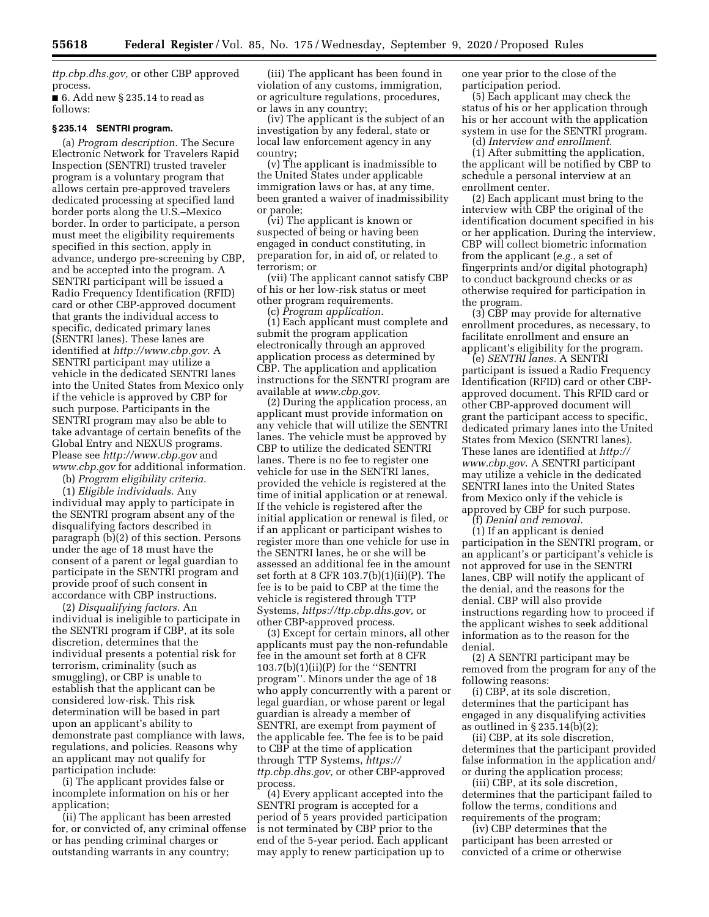*ttp.cbp.dhs.gov,* or other CBP approved process.

■ 6. Add new § 235.14 to read as follows:

### § 235.14 SENTRI program.

(a) *Program description.* The Secure Electronic Network for Travelers Rapid Inspection (SENTRI) trusted traveler program is a voluntary program that allows certain pre-approved travelers dedicated processing at specified land border ports along the U.S.–Mexico border. In order to participate, a person must meet the eligibility requirements specified in this section, apply in advance, undergo pre-screening by CBP, and be accepted into the program. A SENTRI participant will be issued a Radio Frequency Identification (RFID) card or other CBP-approved document that grants the individual access to specific, dedicated primary lanes (SENTRI lanes). These lanes are identified at *http://www.cbp.gov*. A SENTRI participant may utilize a vehicle in the dedicated SENTRI lanes into the United States from Mexico only if the vehicle is approved by CBP for such purpose. Participants in the SENTRI program may also be able to take advantage of certain benefits of the Global Entry and NEXUS programs. Please see *http://www.cbp.gov* and *www.cbp.gov* for additional information.

(b) *Program eligibility criteria.*

(1) *Eligible individuals.* Any individual may apply to participate in the SENTRI program absent any of the disqualifying factors described in paragraph (b)(2) of this section. Persons under the age of 18 must have the consent of a parent or legal guardian to participate in the SENTRI program and provide proof of such consent in accordance with CBP instructions.

(2) *Disqualifying factors.* An individual is ineligible to participate in the SENTRI program if CBP, at its sole discretion, determines that the individual presents a potential risk for terrorism, criminality (such as smuggling), or CBP is unable to establish that the applicant can be considered low-risk. This risk determination will be based in part upon an applicant's ability to demonstrate past compliance with laws, regulations, and policies. Reasons why an applicant may not qualify for participation include:

(i) The applicant provides false or incomplete information on his or her application;

(ii) The applicant has been arrested for, or convicted of, any criminal offense or has pending criminal charges or outstanding warrants in any country;

(iii) The applicant has been found in violation of any customs, immigration, or agriculture regulations, procedures, or laws in any country;

(iv) The applicant is the subject of an investigation by any federal, state or local law enforcement agency in any country;

(v) The applicant is inadmissible to the United States under applicable immigration laws or has, at any time, been granted a waiver of inadmissibility or parole;

(vi) The applicant is known or suspected of being or having been engaged in conduct constituting, in preparation for, in aid of, or related to terrorism; or

(vii) The applicant cannot satisfy CBP of his or her low-risk status or meet other program requirements.

(c) *Program application.*

(1) Each applicant must complete and submit the program application electronically through an approved application process as determined by CBP. The application and application instructions for the SENTRI program are available at *www.cbp.gov*.

(2) During the application process, an applicant must provide information on any vehicle that will utilize the SENTRI lanes. The vehicle must be approved by CBP to utilize the dedicated SENTRI lanes. There is no fee to register one vehicle for use in the SENTRI lanes, provided the vehicle is registered at the time of initial application or at renewal. If the vehicle is registered after the initial application or renewal is filed, or if an applicant or participant wishes to register more than one vehicle for use in the SENTRI lanes, he or she will be assessed an additional fee in the amount set forth at 8 CFR 103.7(b)(1)(ii)(P). The fee is to be paid to CBP at the time the vehicle is registered through TTP Systems, *https://ttp.cbp.dhs.gov,* or other CBP-approved process.

(3) Except for certain minors, all other applicants must pay the non-refundable fee in the amount set forth at 8 CFR 103.7(b)(1)(ii)(P) for the ''SENTRI program''. Minors under the age of 18 who apply concurrently with a parent or legal guardian, or whose parent or legal guardian is already a member of SENTRI, are exempt from payment of the applicable fee. The fee is to be paid to CBP at the time of application through TTP Systems, *https://ttp.cbp.dhs.gov,* or other CBP-approved process.

(4) Every applicant accepted into the SENTRI program is accepted for a period of 5 years provided participation is not terminated by CBP prior to the end of the 5-year period. Each applicant may apply to renew participation up to one year prior to the close of the participation period.

(5) Each applicant may check the status of his or her application through his or her account with the application system in use for the SENTRI program.

(d) *Interview and enrollment.*

(1) After submitting the application, the applicant will be notified by CBP to schedule a personal interview at an enrollment center.

(2) Each applicant must bring to the interview with CBP the original of the identification document specified in his or her application. During the interview, CBP will collect biometric information from the applicant (*e.g.,* a set of fingerprints and/or digital photograph) to conduct background checks or as otherwise required for participation in the program.

(3) CBP may provide for alternative enrollment procedures, as necessary, to facilitate enrollment and ensure an applicant's eligibility for the program.

(e) *SENTRI lanes.* A SENTRI participant is issued a Radio Frequency Identification (RFID) card or other CBP-approved document. This RFID card or other CBP-approved document will grant the participant access to specific, dedicated primary lanes into the United States from Mexico (SENTRI lanes). These lanes are identified at *http://www.cbp.gov*. A SENTRI participant may utilize a vehicle in the dedicated SENTRI lanes into the United States from Mexico only if the vehicle is approved by CBP for such purpose.

(f) *Denial and removal.*

(1) If an applicant is denied participation in the SENTRI program, or an applicant's or participant's vehicle is not approved for use in the SENTRI lanes, CBP will notify the applicant of the denial, and the reasons for the denial. CBP will also provide instructions regarding how to proceed if the applicant wishes to seek additional information as to the reason for the denial.

(2) A SENTRI participant may be removed from the program for any of the following reasons:

(i) CBP, at its sole discretion, determines that the participant has engaged in any disqualifying activities as outlined in § 235.14(b)(2);

(ii) CBP, at its sole discretion, determines that the participant provided false information in the application and/or during the application process;

(iii) CBP, at its sole discretion, determines that the participant failed to follow the terms, conditions and requirements of the program;

(iv) CBP determines that the participant has been arrested or convicted of a crime or otherwise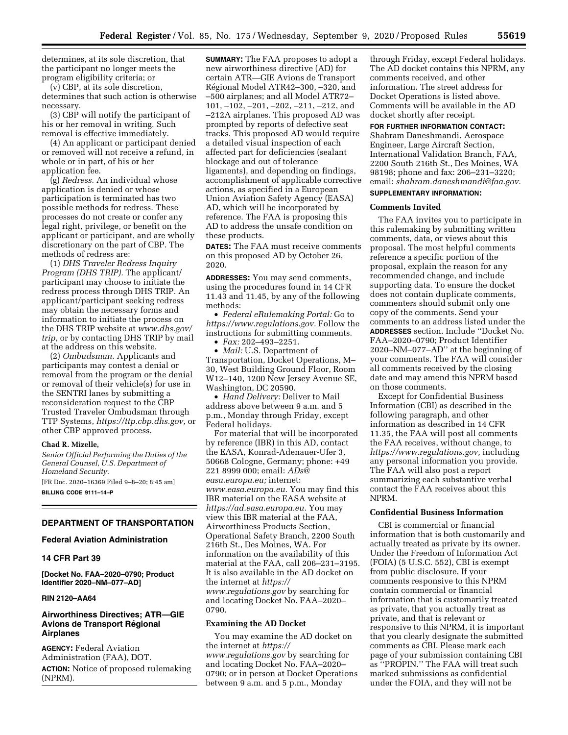determines, at its sole discretion, that the participant no longer meets the program eligibility criteria; or

(v) CBP, at its sole discretion, determines that such action is otherwise necessary.

(3) CBP will notify the participant of his or her removal in writing. Such removal is effective immediately.

(4) An applicant or participant denied or removed will not receive a refund, in whole or in part, of his or her application fee.

(g) *Redress.* An individual whose application is denied or whose participation is terminated has two possible methods for redress. These processes do not create or confer any legal right, privilege, or benefit on the applicant or participant, and are wholly discretionary on the part of CBP. The methods of redress are:

(1) *DHS Traveler Redress Inquiry Program (DHS TRIP).* The applicant/participant may choose to initiate the redress process through DHS TRIP. An applicant/participant seeking redress may obtain the necessary forms and information to initiate the process on the DHS TRIP website at *www.dhs.gov/trip,* or by contacting DHS TRIP by mail at the address on this website.

(2) *Ombudsman.* Applicants and participants may contest a denial or removal from the program or the denial or removal of their vehicle(s) for use in the SENTRI lanes by submitting a reconsideration request to the CBP Trusted Traveler Ombudsman through TTP Systems, *https://ttp.cbp.dhs.gov,* or other CBP approved process.

**Chad R. Mizelle,**

*Senior Official Performing the Duties of the General Counsel, U.S. Department of Homeland Security.*

[FR Doc. 2020–16369 Filed 9–8–20; 8:45 am]

**BILLING CODE 9111–14–P**

## DEPARTMENT OF TRANSPORTATION

### Federal Aviation Administration

### 14 CFR Part 39

**[Docket No. FAA–2020–0790; Product Identifier 2020–NM–077–AD]**

**RIN 2120–AA64**

### Airworthiness Directives; ATR—GIE Avions de Transport Régional Airplanes

**AGENCY:** Federal Aviation Administration (FAA), DOT.

**ACTION:** Notice of proposed rulemaking (NPRM).

**SUMMARY:** The FAA proposes to adopt a new airworthiness directive (AD) for certain ATR—GIE Avions de Transport Régional Model ATR42–300, –320, and –500 airplanes; and all Model ATR72–101, –102, –201, –202, –211, –212, and –212A airplanes. This proposed AD was prompted by reports of defective seat tracks. This proposed AD would require a detailed visual inspection of each affected part for deficiencies (sealant blockage and out of tolerance ligaments), and depending on findings, accomplishment of applicable corrective actions, as specified in a European Union Aviation Safety Agency (EASA) AD, which will be incorporated by reference. The FAA is proposing this AD to address the unsafe condition on these products.

**DATES:** The FAA must receive comments on this proposed AD by October 26, 2020.

**ADDRESSES:** You may send comments, using the procedures found in 14 CFR 11.43 and 11.45, by any of the following methods:

- *Federal eRulemaking Portal:* Go to *https://www.regulations.gov.* Follow the instructions for submitting comments.
- *Fax:* 202–493–2251.
- *Mail:* U.S. Department of Transportation, Docket Operations, M–30, West Building Ground Floor, Room W12–140, 1200 New Jersey Avenue SE, Washington, DC 20590.
- *Hand Delivery:* Deliver to Mail address above between 9 a.m. and 5 p.m., Monday through Friday, except Federal holidays.

For material that will be incorporated by reference (IBR) in this AD, contact the EASA, Konrad-Adenauer-Ufer 3, 50668 Cologne, Germany; phone: +49 221 8999 000; email: *ADs@easa.europa.eu;* internet: *www.easa.europa.eu.* You may find this IBR material on the EASA website at *https://ad.easa.europa.eu.* You may view this IBR material at the FAA, Airworthiness Products Section, Operational Safety Branch, 2200 South 216th St., Des Moines, WA. For information on the availability of this material at the FAA, call 206–231–3195. It is also available in the AD docket on the internet at *https://www.regulations.gov* by searching for and locating Docket No. FAA–2020–0790.

#### Examining the AD Docket

You may examine the AD docket on the internet at *https://www.regulations.gov* by searching for and locating Docket No. FAA–2020–0790; or in person at Docket Operations between 9 a.m. and 5 p.m., Monday through Friday, except Federal holidays. The AD docket contains this NPRM, any comments received, and other information. The street address for Docket Operations is listed above. Comments will be available in the AD docket shortly after receipt.

**FOR FURTHER INFORMATION CONTACT:** Shahram Daneshmandi, Aerospace Engineer, Large Aircraft Section, International Validation Branch, FAA, 2200 South 216th St., Des Moines, WA 98198; phone and fax: 206–231–3220; email: *shahram.daneshmandi@faa.gov.*

**SUPPLEMENTARY INFORMATION:**

#### Comments Invited

The FAA invites you to participate in this rulemaking by submitting written comments, data, or views about this proposal. The most helpful comments reference a specific portion of the proposal, explain the reason for any recommended change, and include supporting data. To ensure the docket does not contain duplicate comments, commenters should submit only one copy of the comments. Send your comments to an address listed under the **ADDRESSES** section. Include ''Docket No. FAA–2020–0790; Product Identifier 2020–NM–077–AD'' at the beginning of your comments. The FAA will consider all comments received by the closing date and may amend this NPRM based on those comments.

Except for Confidential Business Information (CBI) as described in the following paragraph, and other information as described in 14 CFR 11.35, the FAA will post all comments the FAA receives, without change, to *https://www.regulations.gov,* including any personal information you provide. The FAA will also post a report summarizing each substantive verbal contact the FAA receives about this NPRM.

#### Confidential Business Information

CBI is commercial or financial information that is both customarily and actually treated as private by its owner. Under the Freedom of Information Act (FOIA) (5 U.S.C. 552), CBI is exempt from public disclosure. If your comments responsive to this NPRM contain commercial or financial information that is customarily treated as private, that you actually treat as private, and that is relevant or responsive to this NPRM, it is important that you clearly designate the submitted comments as CBI. Please mark each page of your submission containing CBI as ''PROPIN.'' The FAA will treat such marked submissions as confidential under the FOIA, and they will not be